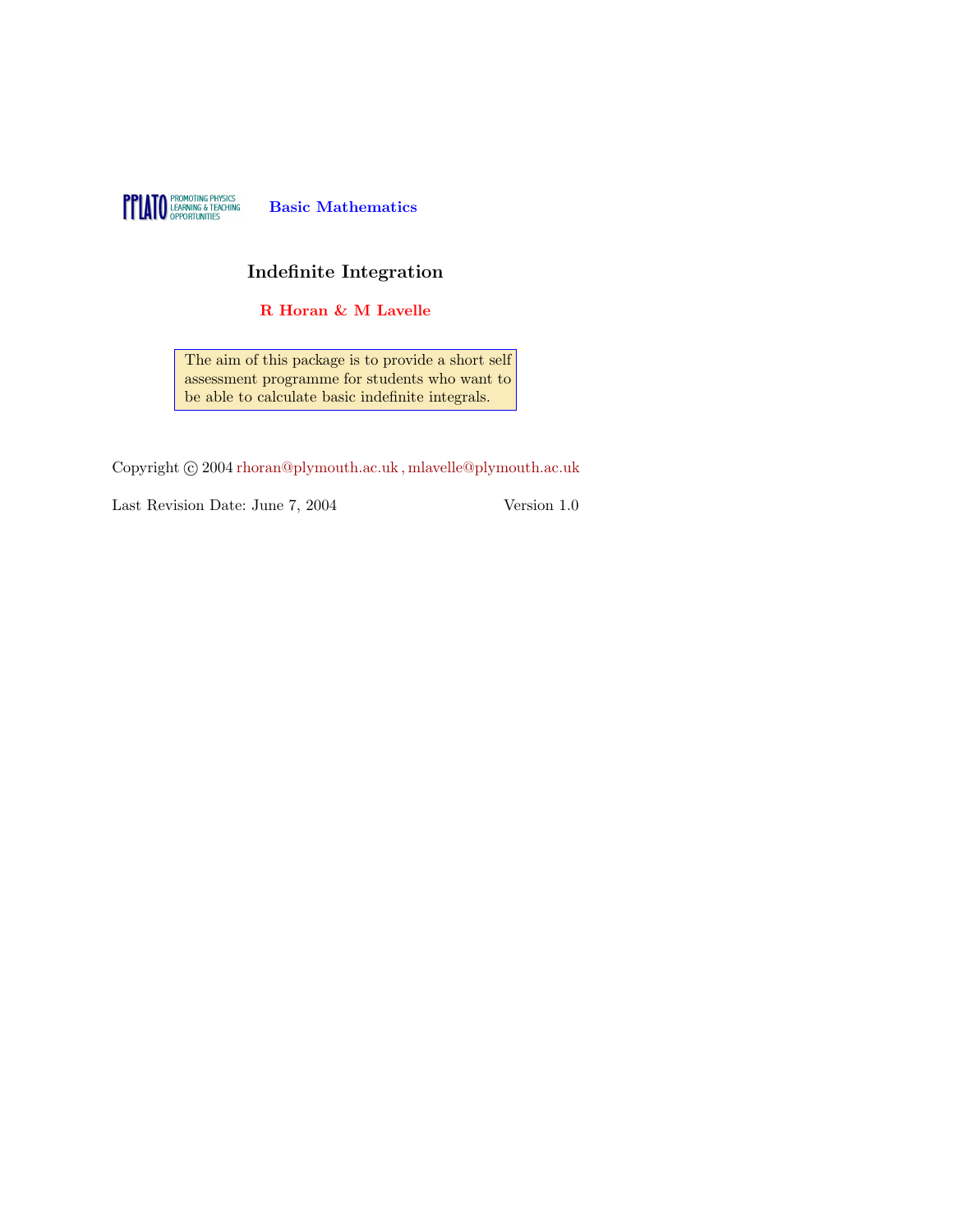PPLATO PROMOTING PHYSICS LEARNING & TEACHING OPPORTUNITIES **Basic Mathematics**

# Indefinite Integration

**R Horan & M Lavelle**

The aim of this package is to provide a short self assessment programme for students who want to be able to calculate basic indefinite integrals.

Copyright © 2004 rhoran@plymouth.ac.uk , mlavelle@plymouth.ac.uk

Last Revision Date: June 7, 2004 Version 1.0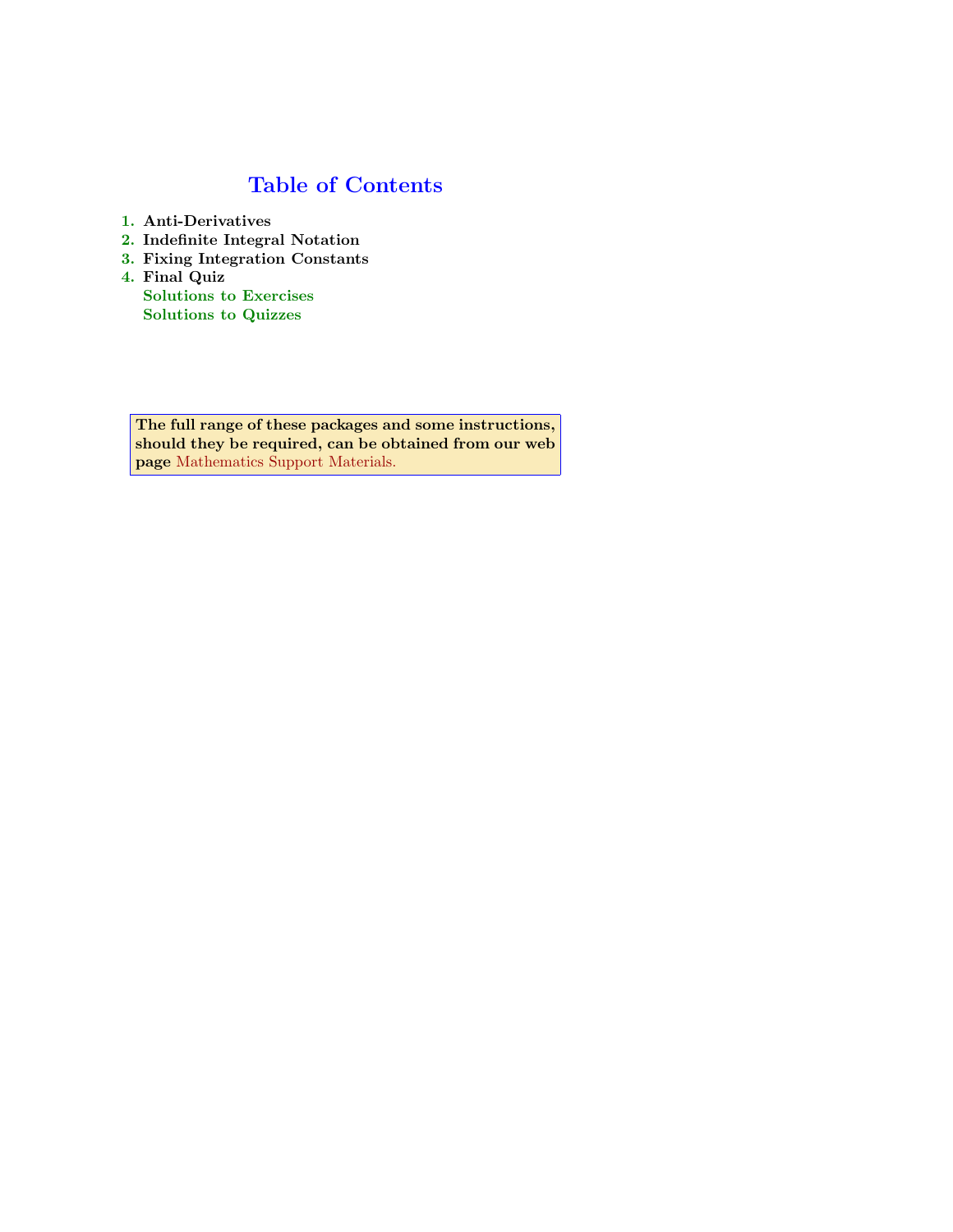# Table of Contents

1. **Anti-Derivatives**
2. **Indefinite Integral Notation**
3. **Fixing Integration Constants**
4. **Final Quiz**

   **Solutions to Exercises**

   **Solutions to Quizzes**

**The full range of these packages and some instructions, should they be required, can be obtained from our web page** Mathematics Support Materials.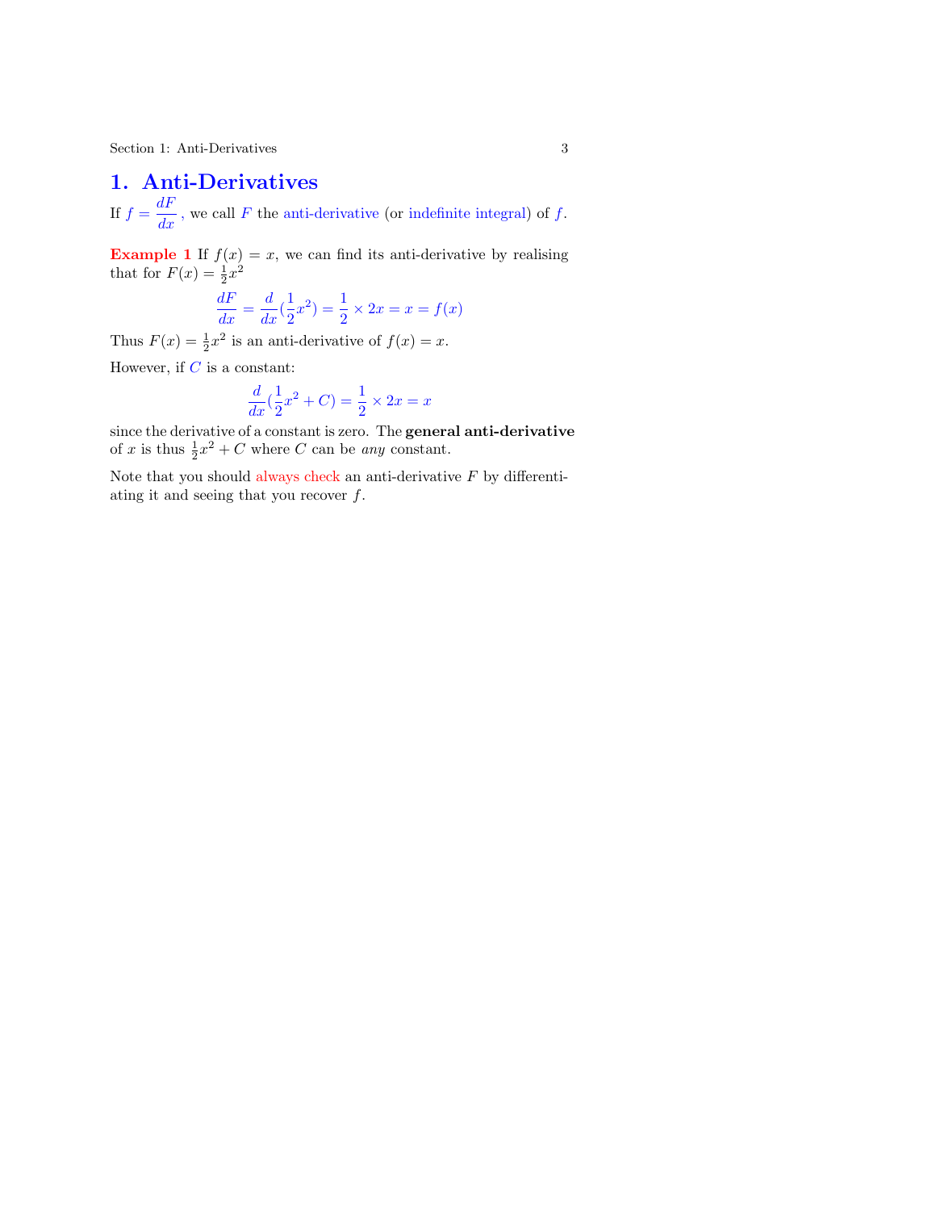# 1. Anti-Derivatives

If $f = \dfrac{dF}{dx}$, we call $F$ the anti-derivative (or indefinite integral) of $f$.

**Example 1** If $f(x) = x$, we can find its anti-derivative by realising that for $F(x) = \frac{1}{2}x^2$

$$\frac{dF}{dx} = \frac{d}{dx}(\frac{1}{2}x^2) = \frac{1}{2} \times 2x = x = f(x)$$

Thus $F(x) = \frac{1}{2}x^2$ is an anti-derivative of $f(x) = x$.

However, if $C$ is a constant:

$$\frac{d}{dx}(\frac{1}{2}x^2 + C) = \frac{1}{2} \times 2x = x$$

since the derivative of a constant is zero. The **general anti-derivative** of $x$ is thus $\frac{1}{2}x^2 + C$ where $C$ can be *any* constant.

Note that you should always check an anti-derivative $F$ by differentiating it and seeing that you recover $f$.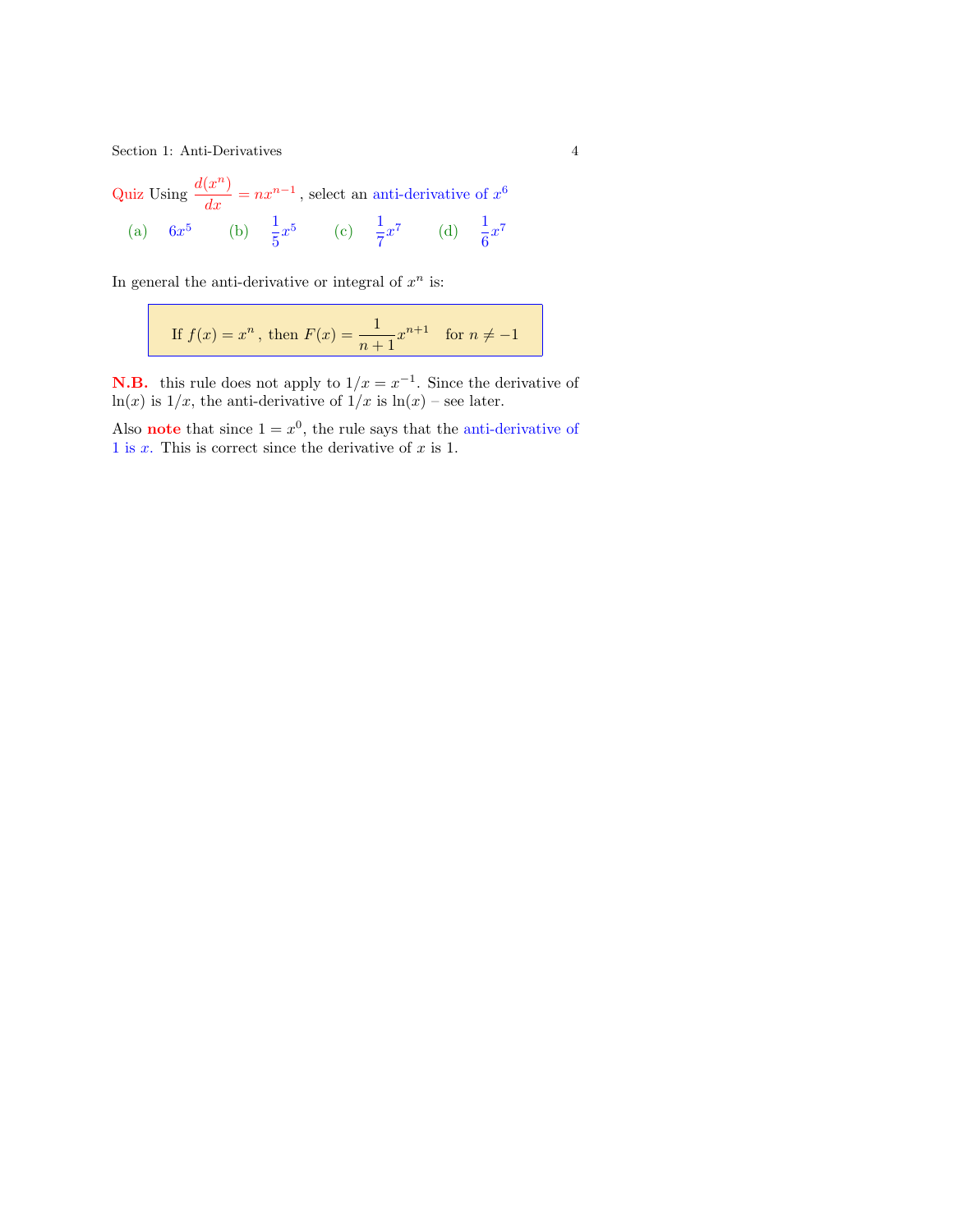**Quiz** Using $\dfrac{d(x^n)}{dx} = nx^{n-1}$, select an anti-derivative of $x^6$

(a) $6x^5$ (b) $\dfrac{1}{5}x^5$ (c) $\dfrac{1}{7}x^7$ (d) $\dfrac{1}{6}x^7$

In general the anti-derivative or integral of $x^n$ is:

> If $f(x) = x^n$, then $F(x) = \dfrac{1}{n+1}x^{n+1}$ for $n \neq -1$

**N.B.** this rule does not apply to $1/x = x^{-1}$. Since the derivative of $\ln(x)$ is $1/x$, the anti-derivative of $1/x$ is $\ln(x)$ – see later.

Also **note** that since $1 = x^0$, the rule says that the anti-derivative of 1 is $x$. This is correct since the derivative of $x$ is 1.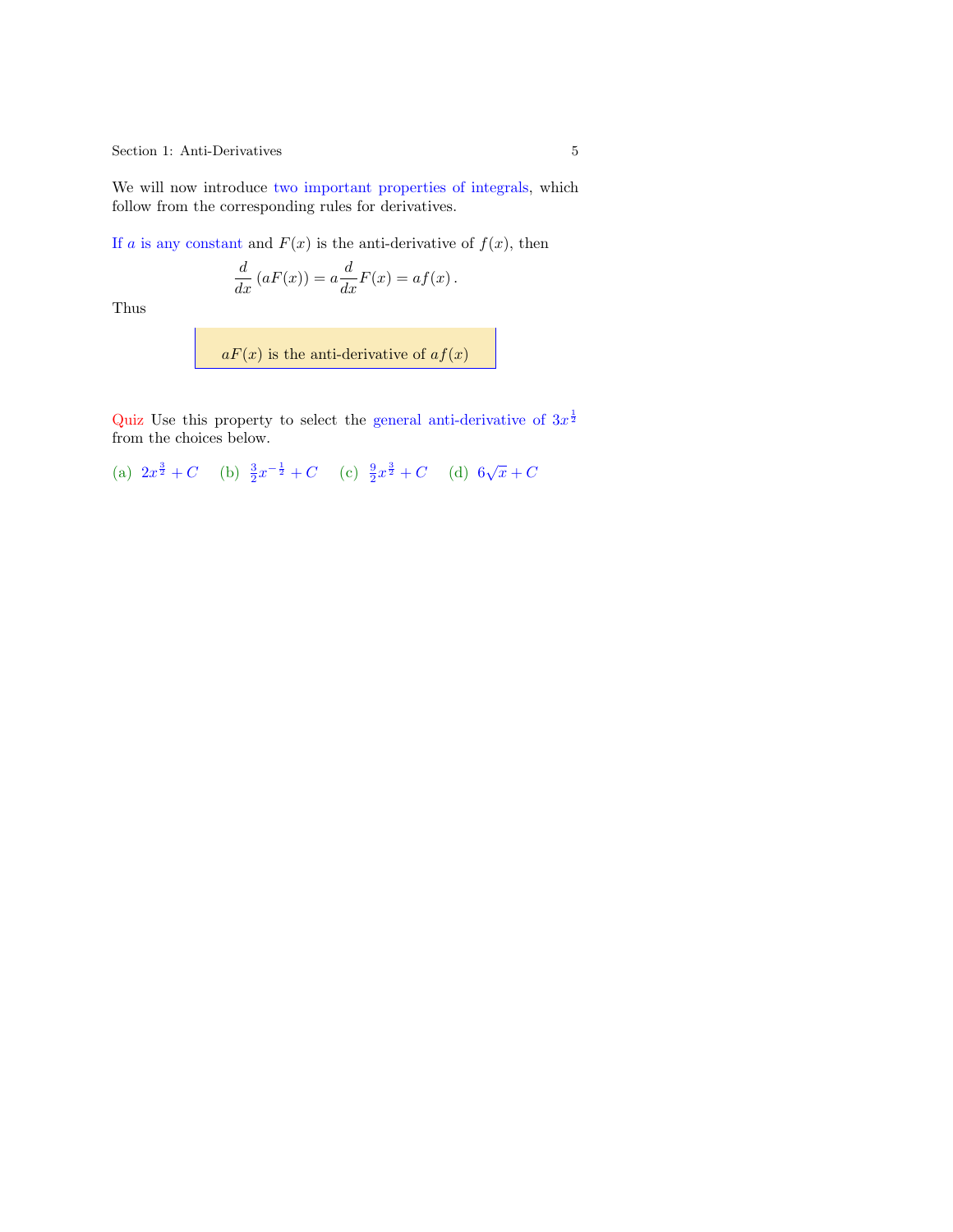We will now introduce two important properties of integrals, which follow from the corresponding rules for derivatives.

If $a$ is any constant and $F(x)$ is the anti-derivative of $f(x)$, then

$$\frac{d}{dx}\left(aF(x)\right) = a\frac{d}{dx}F(x) = af(x)\,.$$

Thus

> $aF(x)$ is the anti-derivative of $af(x)$

**Quiz** Use this property to select the general anti-derivative of $3x^{\frac{1}{2}}$ from the choices below.

(a) $2x^{\frac{3}{2}} + C$ (b) $\frac{3}{2}x^{-\frac{1}{2}} + C$ (c) $\frac{9}{2}x^{\frac{3}{2}} + C$ (d) $6\sqrt{x} + C$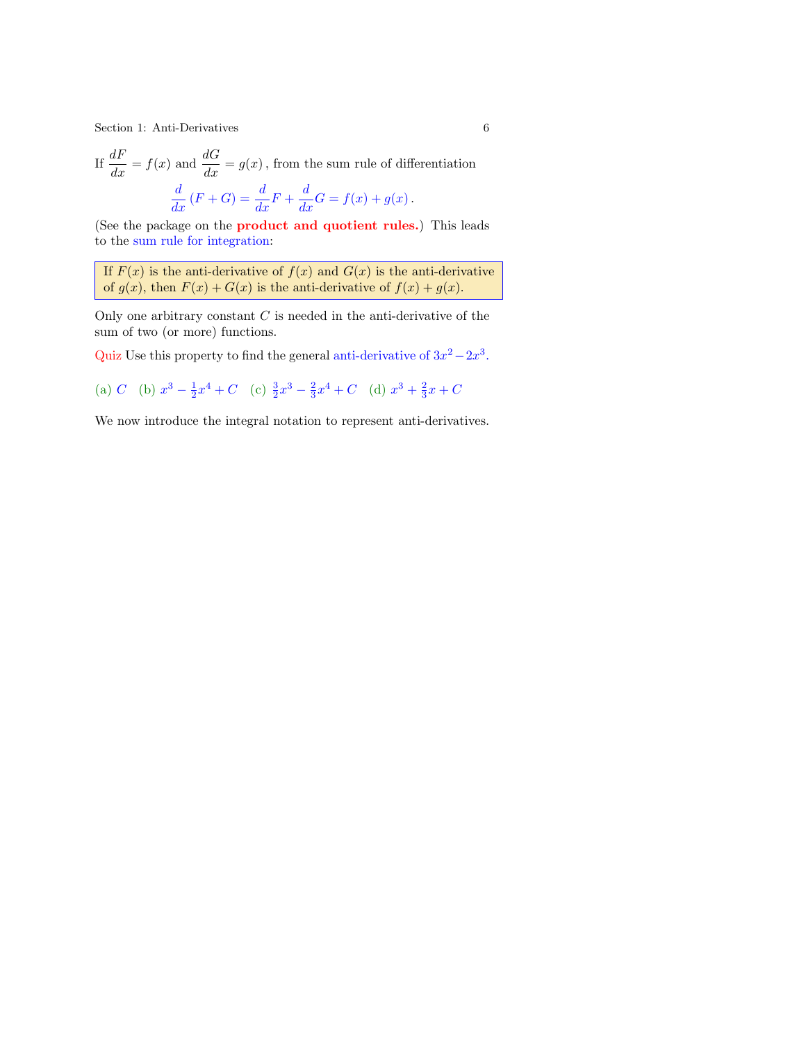If $\dfrac{dF}{dx} = f(x)$ and $\dfrac{dG}{dx} = g(x)$, from the sum rule of differentiation

$$\frac{d}{dx}(F+G) = \frac{d}{dx}F + \frac{d}{dx}G = f(x) + g(x)\,.$$

(See the package on the **product and quotient rules.**) This leads to the sum rule for integration:

> If $F(x)$ is the anti-derivative of $f(x)$ and $G(x)$ is the anti-derivative of $g(x)$, then $F(x) + G(x)$ is the anti-derivative of $f(x) + g(x)$.

Only one arbitrary constant $C$ is needed in the anti-derivative of the sum of two (or more) functions.

Quiz Use this property to find the general anti-derivative of $3x^2 - 2x^3$.

(a) $C$ (b) $x^3 - \frac{1}{2}x^4 + C$ (c) $\frac{3}{2}x^3 - \frac{2}{3}x^4 + C$ (d) $x^3 + \frac{2}{3}x + C$

We now introduce the integral notation to represent anti-derivatives.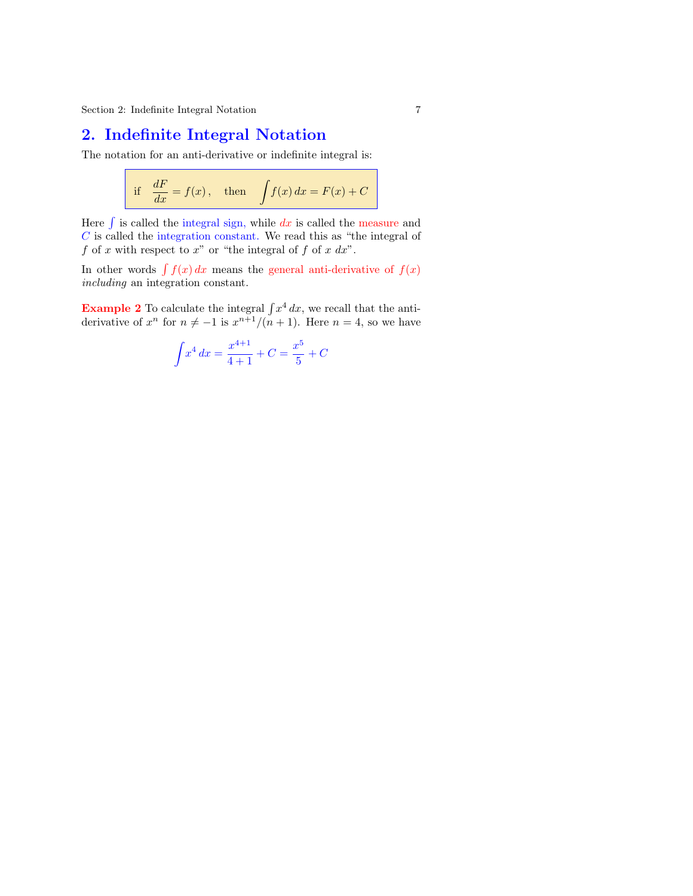## 2. Indefinite Integral Notation

The notation for an anti-derivative or indefinite integral is:

$$\text{if} \quad \frac{dF}{dx} = f(x)\,, \quad \text{then} \quad \int f(x)\,dx = F(x) + C$$

Here $\int$ is called the integral sign, while $dx$ is called the measure and $C$ is called the integration constant. We read this as "the integral of $f$ of $x$ with respect to $x$" or "the integral of $f$ of $x$ $dx$".

In other words $\int f(x)\,dx$ means the general anti-derivative of $f(x)$ *including* an integration constant.

**Example 2** To calculate the integral $\int x^4\,dx$, we recall that the anti-derivative of $x^n$ for $n \neq -1$ is $x^{n+1}/(n+1)$. Here $n = 4$, so we have

$$\int x^4\,dx = \frac{x^{4+1}}{4+1} + C = \frac{x^5}{5} + C$$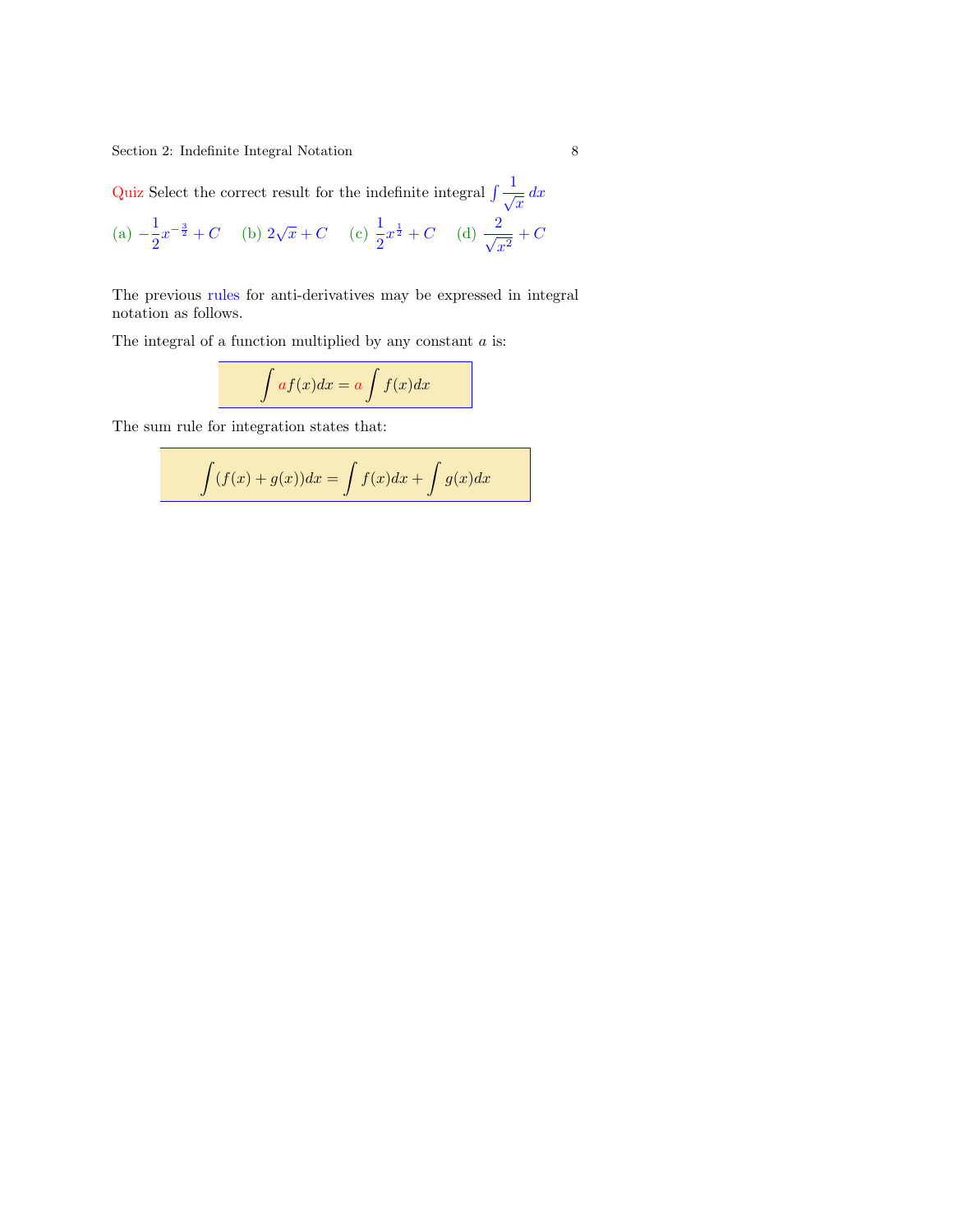**Quiz** Select the correct result for the indefinite integral $\int \frac{1}{\sqrt{x}}\, dx$

(a) $-\frac{1}{2}x^{-\frac{3}{2}} + C$ (b) $2\sqrt{x} + C$ (c) $\frac{1}{2}x^{\frac{1}{2}} + C$ (d) $\frac{2}{\sqrt{x^2}} + C$

The previous rules for anti-derivatives may be expressed in integral notation as follows.

The integral of a function multiplied by any constant $a$ is:

$$\int a f(x) dx = a \int f(x) dx$$

The sum rule for integration states that:

$$\int (f(x) + g(x)) dx = \int f(x) dx + \int g(x) dx$$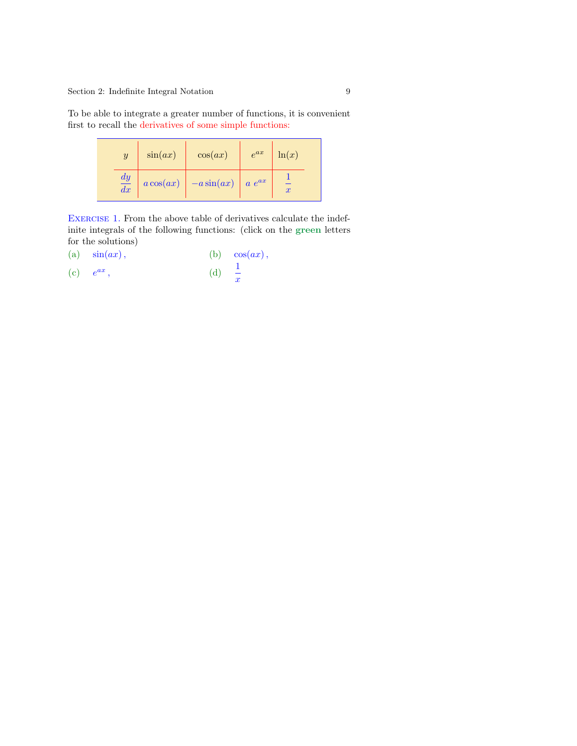To be able to integrate a greater number of functions, it is convenient first to recall the derivatives of some simple functions:

| $y$ | $\sin(ax)$ | $\cos(ax)$ | $e^{ax}$ | $\ln(x)$ |
|---|---|---|---|---|
| $\frac{dy}{dx}$ | $a\cos(ax)$ | $-a\sin(ax)$ | $a\ e^{ax}$ | $\frac{1}{x}$ |

Exercise 1. From the above table of derivatives calculate the indefinite integrals of the following functions: (click on the **green** letters for the solutions)

(a) $\sin(ax)$,

(b) $\cos(ax)$,

(c) $e^{ax}$,

(d) $\frac{1}{x}$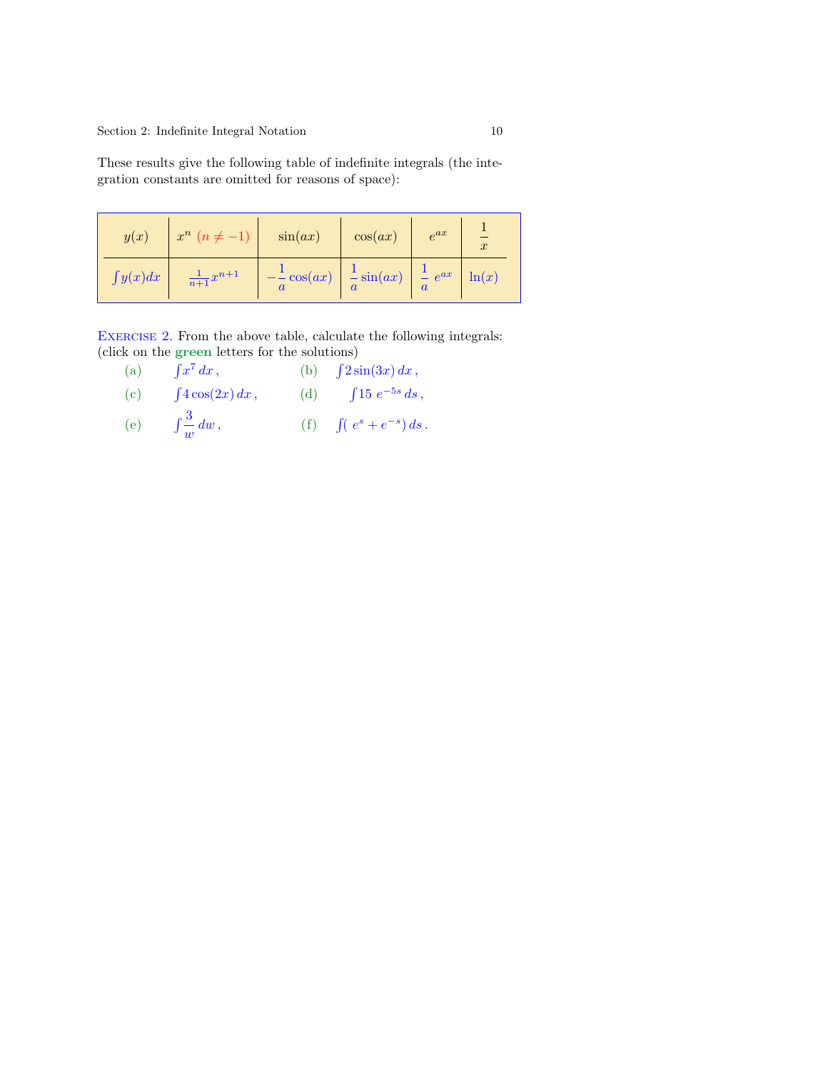These results give the following table of indefinite integrals (the integration constants are omitted for reasons of space):

| $y(x)$ | $x^n$ $(n \neq -1)$ | $\sin(ax)$ | $\cos(ax)$ | $e^{ax}$ | $\dfrac{1}{x}$ |
|---|---|---|---|---|---|
| $\int y(x)dx$ | $\frac{1}{n+1}x^{n+1}$ | $-\dfrac{1}{a}\cos(ax)$ | $\dfrac{1}{a}\sin(ax)$ | $\dfrac{1}{a}\ e^{ax}$ | $\ln(x)$ |

Exercise 2. From the above table, calculate the following integrals: (click on the **green** letters for the solutions)

(a) $\int x^7\, dx\,,$  (b) $\int 2\sin(3x)\, dx\,,$

(c) $\int 4\cos(2x)\, dx\,,$  (d) $\int 15\ e^{-5s}\, ds\,,$

(e) $\int \dfrac{3}{w}\, dw\,,$  (f) $\int (\ e^{s} + e^{-s})\, ds\,.$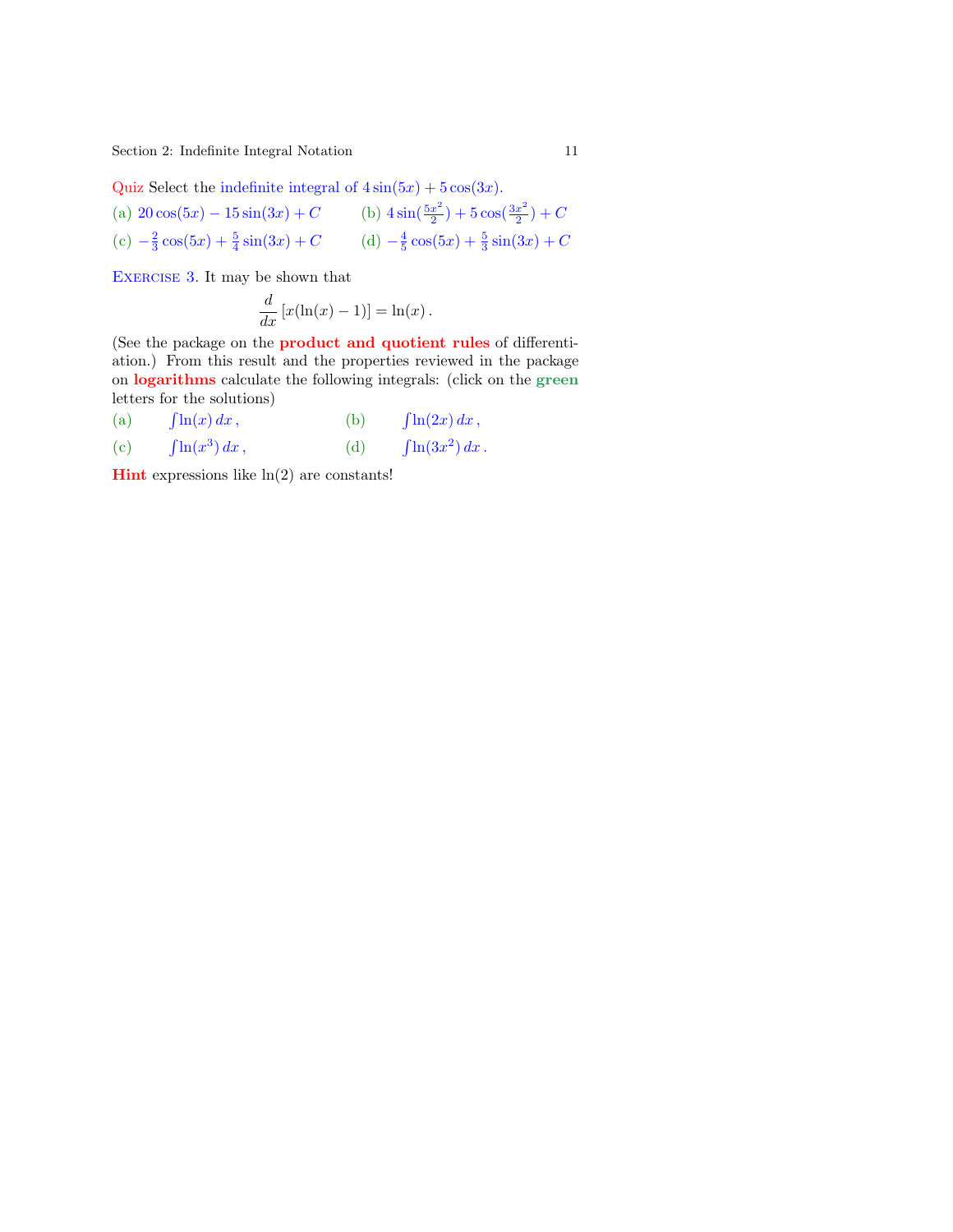Quiz Select the indefinite integral of $4\sin(5x) + 5\cos(3x)$.

(a) $20\cos(5x) - 15\sin(3x) + C$  (b) $4\sin(\frac{5x^2}{2}) + 5\cos(\frac{3x^2}{2}) + C$

(c) $-\frac{2}{3}\cos(5x) + \frac{5}{4}\sin(3x) + C$  (d) $-\frac{4}{5}\cos(5x) + \frac{5}{3}\sin(3x) + C$

EXERCISE 3. It may be shown that

$$\frac{d}{dx}\left[x(\ln(x) - 1)\right] = \ln(x)\,.$$

(See the package on the **product and quotient rules** of differentiation.) From this result and the properties reviewed in the package on **logarithms** calculate the following integrals: (click on the **green** letters for the solutions)

(a) $\int \ln(x)\, dx\,,$  (b) $\int \ln(2x)\, dx\,,$

(c) $\int \ln(x^3)\, dx\,,$  (d) $\int \ln(3x^2)\, dx\,.$

**Hint** expressions like $\ln(2)$ are constants!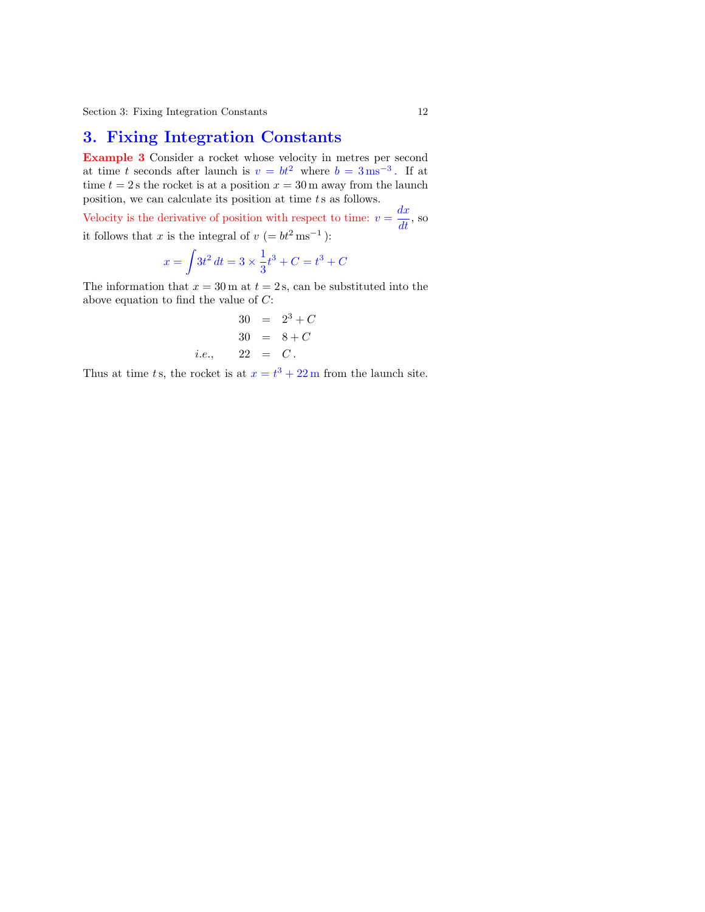# 3. Fixing Integration Constants

**Example 3** Consider a rocket whose velocity in metres per second at time $t$ seconds after launch is $v = bt^2$ where $b = 3\,\text{ms}^{-3}$. If at time $t = 2\,\text{s}$ the rocket is at a position $x = 30\,\text{m}$ away from the launch position, we can calculate its position at time $t\,\text{s}$ as follows.

Velocity is the derivative of position with respect to time: $v = \dfrac{dx}{dt}$, so it follows that $x$ is the integral of $v$ $(= bt^2\,\text{ms}^{-1})$:

$$x = \int 3t^2\,dt = 3 \times \frac{1}{3}t^3 + C = t^3 + C$$

The information that $x = 30\,\text{m}$ at $t = 2\,\text{s}$, can be substituted into the above equation to find the value of $C$:

$$\begin{aligned} 30 &= 2^3 + C \\ 30 &= 8 + C \\ \textit{i.e.,} \qquad 22 &= C\,. \end{aligned}$$

Thus at time $t\,\text{s}$, the rocket is at $x = t^3 + 22\,\text{m}$ from the launch site.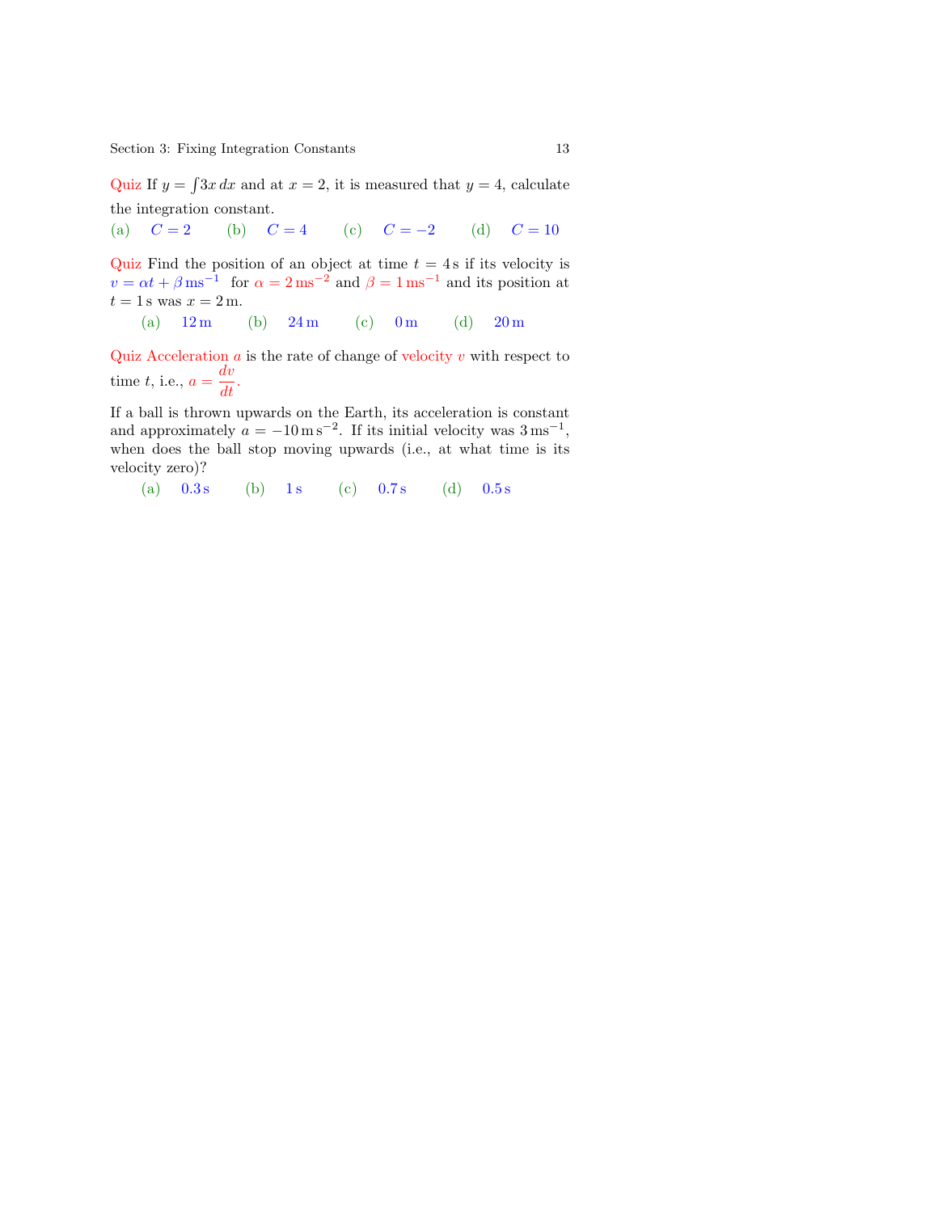Quiz If $y = \int 3x \, dx$ and at $x = 2$, it is measured that $y = 4$, calculate the integration constant.

(a) $C = 2$ (b) $C = 4$ (c) $C = -2$ (d) $C = 10$

Quiz Find the position of an object at time $t = 4\,\text{s}$ if its velocity is $v = \alpha t + \beta \,\text{ms}^{-1}$ for $\alpha = 2\,\text{ms}^{-2}$ and $\beta = 1\,\text{ms}^{-1}$ and its position at $t = 1\,\text{s}$ was $x = 2\,\text{m}$.

(a) $12\,\text{m}$ (b) $24\,\text{m}$ (c) $0\,\text{m}$ (d) $20\,\text{m}$

Quiz Acceleration $a$ is the rate of change of velocity $v$ with respect to time $t$, i.e., $a = \dfrac{dv}{dt}$.

If a ball is thrown upwards on the Earth, its acceleration is constant and approximately $a = -10\,\text{m}\,\text{s}^{-2}$. If its initial velocity was $3\,\text{ms}^{-1}$, when does the ball stop moving upwards (i.e., at what time is its velocity zero)?

(a) $0.3\,\text{s}$ (b) $1\,\text{s}$ (c) $0.7\,\text{s}$ (d) $0.5\,\text{s}$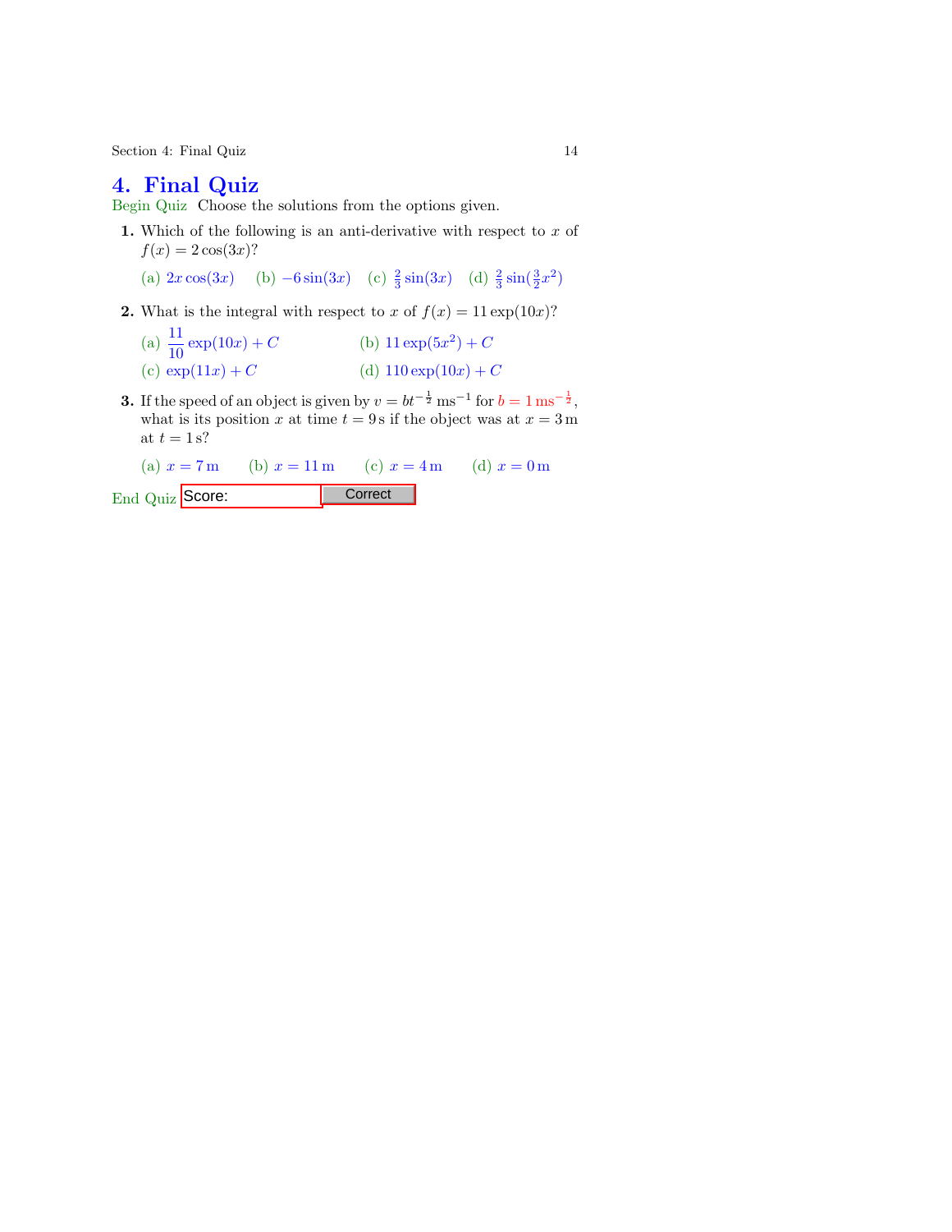# 4. Final Quiz

Begin Quiz Choose the solutions from the options given.

**1.** Which of the following is an anti-derivative with respect to $x$ of $f(x) = 2\cos(3x)$?

(a) $2x\cos(3x)$ (b) $-6\sin(3x)$ (c) $\frac{2}{3}\sin(3x)$ (d) $\frac{2}{3}\sin(\frac{3}{2}x^2)$

**2.** What is the integral with respect to $x$ of $f(x) = 11\exp(10x)$?

(a) $\dfrac{11}{10}\exp(10x) + C$ (b) $11\exp(5x^2) + C$

(c) $\exp(11x) + C$ (d) $110\exp(10x) + C$

**3.** If the speed of an object is given by $v = bt^{-\frac{1}{2}}\,\text{ms}^{-1}$ for $b = 1\,\text{ms}^{-\frac{1}{2}}$, what is its position $x$ at time $t = 9\,\text{s}$ if the object was at $x = 3\,\text{m}$ at $t = 1\,\text{s}$?

(a) $x = 7\,\text{m}$ (b) $x = 11\,\text{m}$ (c) $x = 4\,\text{m}$ (d) $x = 0\,\text{m}$

End Quiz Score: Correct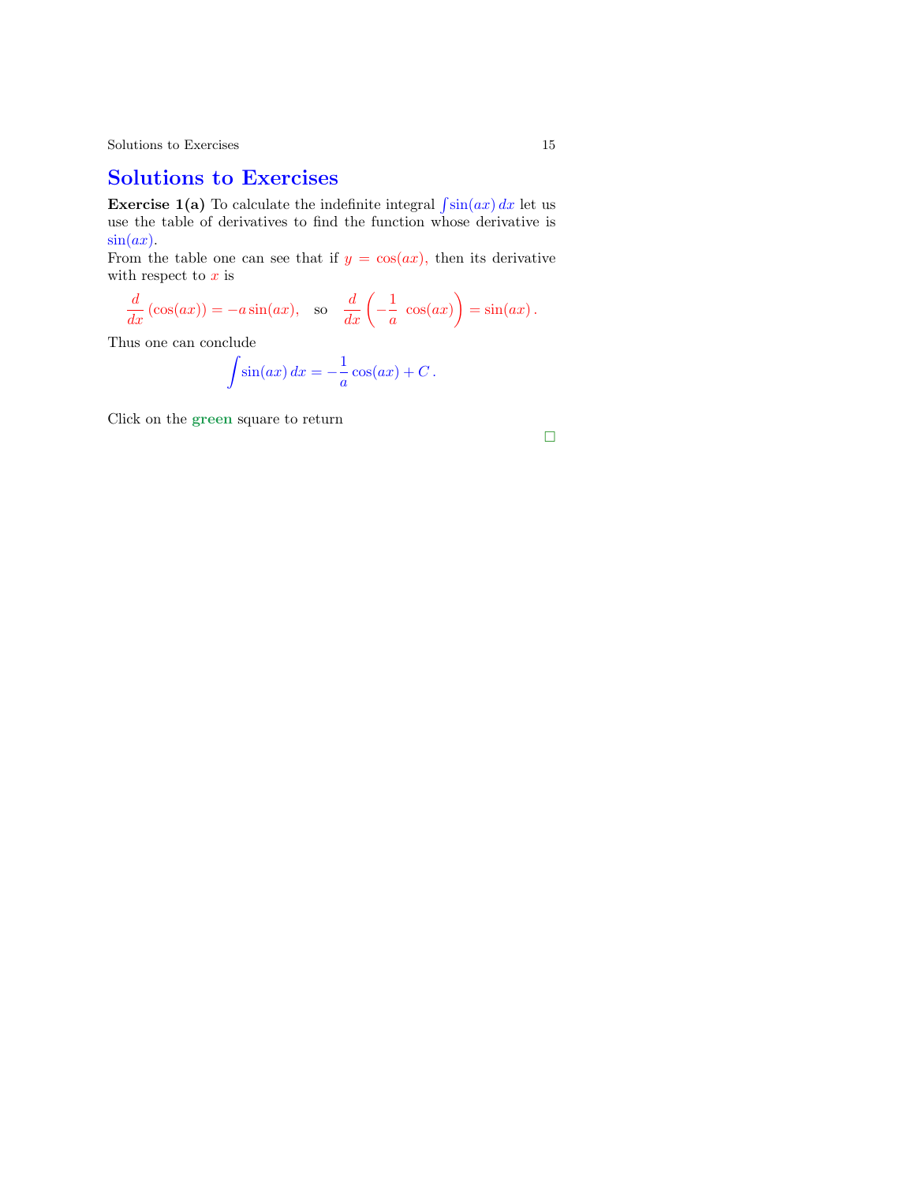# Solutions to Exercises

**Exercise 1(a)** To calculate the indefinite integral $\int \sin(ax)\, dx$ let us use the table of derivatives to find the function whose derivative is $\sin(ax)$.

From the table one can see that if $y = \cos(ax)$, then its derivative with respect to $x$ is

$$\frac{d}{dx}\left(\cos(ax)\right) = -a\sin(ax), \quad \text{so} \quad \frac{d}{dx}\left(-\frac{1}{a}\ \cos(ax)\right) = \sin(ax)\,.$$

Thus one can conclude

$$\int \sin(ax)\, dx = -\frac{1}{a}\cos(ax) + C\,.$$

Click on the **green** square to return

□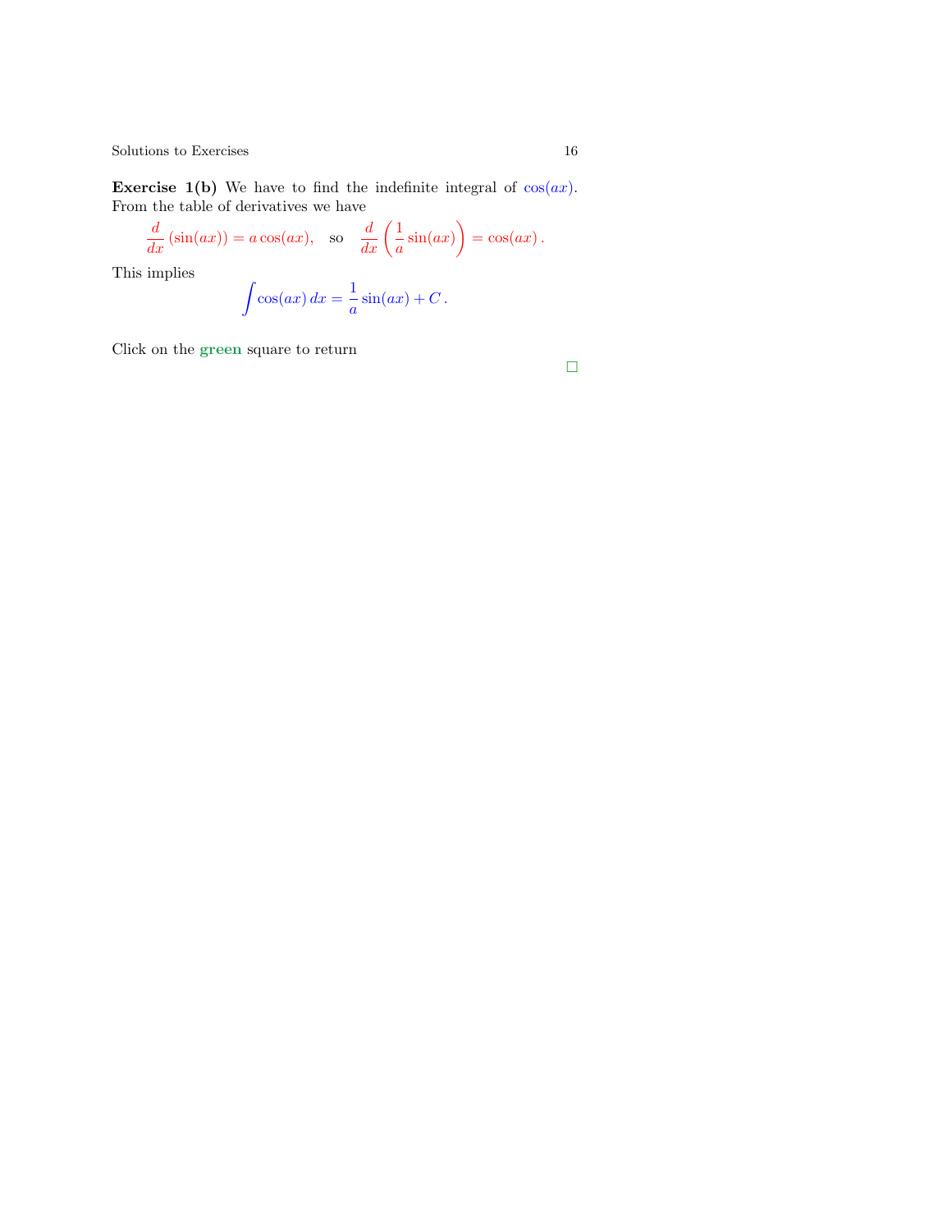**Exercise 1(b)** We have to find the indefinite integral of $\cos(ax)$. From the table of derivatives we have

$$\frac{d}{dx}\left(\sin(ax)\right) = a\cos(ax), \quad \text{so} \quad \frac{d}{dx}\left(\frac{1}{a}\sin(ax)\right) = \cos(ax)\,.$$

This implies

$$\int \cos(ax)\,dx = \frac{1}{a}\sin(ax) + C\,.$$

Click on the **green** square to return

□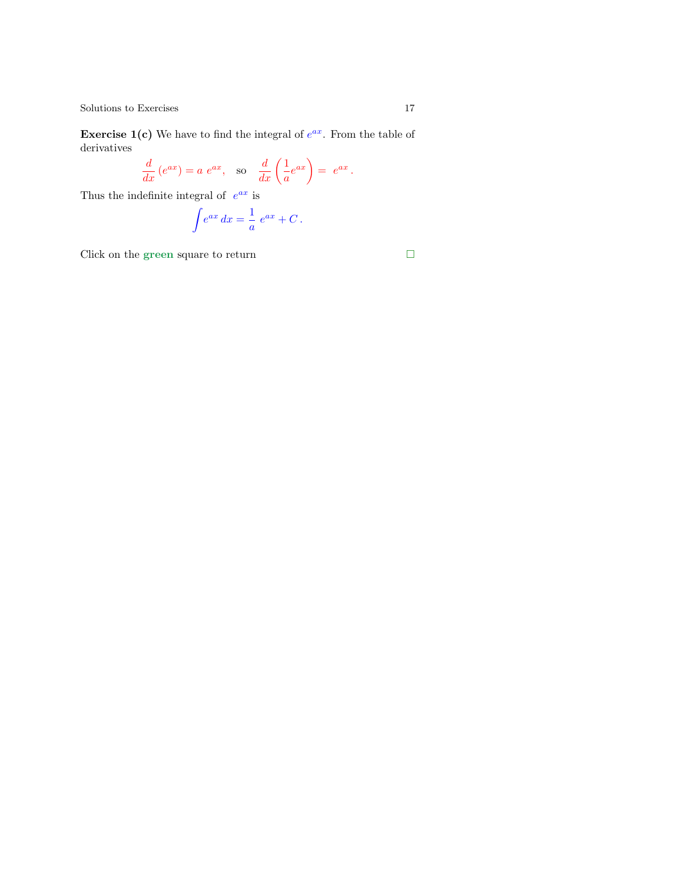**Exercise 1(c)** We have to find the integral of $e^{ax}$. From the table of derivatives

$$\frac{d}{dx}\left(e^{ax}\right) = a\ e^{ax}, \quad \text{so} \quad \frac{d}{dx}\left(\frac{1}{a}e^{ax}\right) = \ e^{ax}\,.$$

Thus the indefinite integral of $e^{ax}$ is

$$\int e^{ax}\,dx = \frac{1}{a}\ e^{ax} + C\,.$$

Click on the **green** square to return □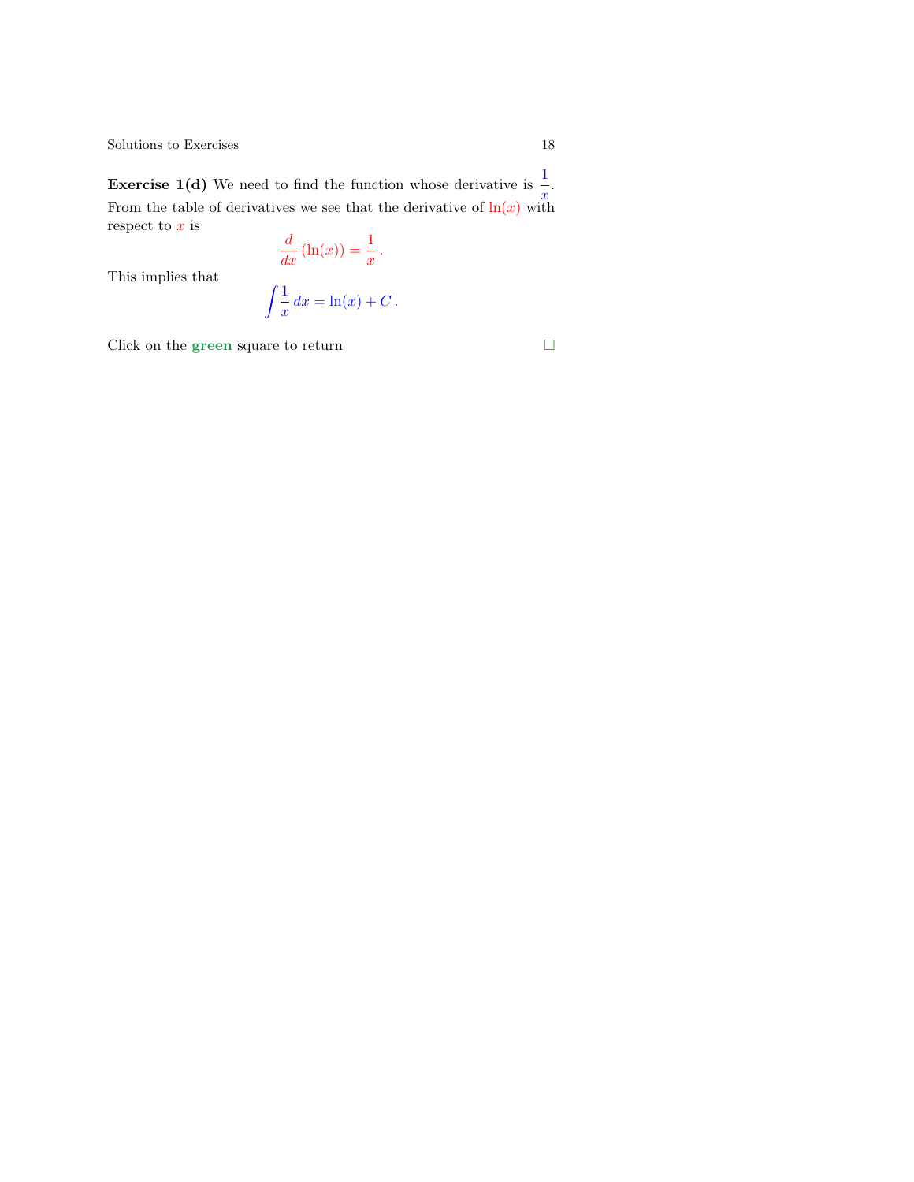**Exercise 1(d)** We need to find the function whose derivative is $\frac{1}{x}$. From the table of derivatives we see that the derivative of $\ln(x)$ with respect to $x$ is

$$\frac{d}{dx}(\ln(x)) = \frac{1}{x}\,.$$

This implies that

$$\int \frac{1}{x}\,dx = \ln(x) + C\,.$$

Click on the **green** square to return □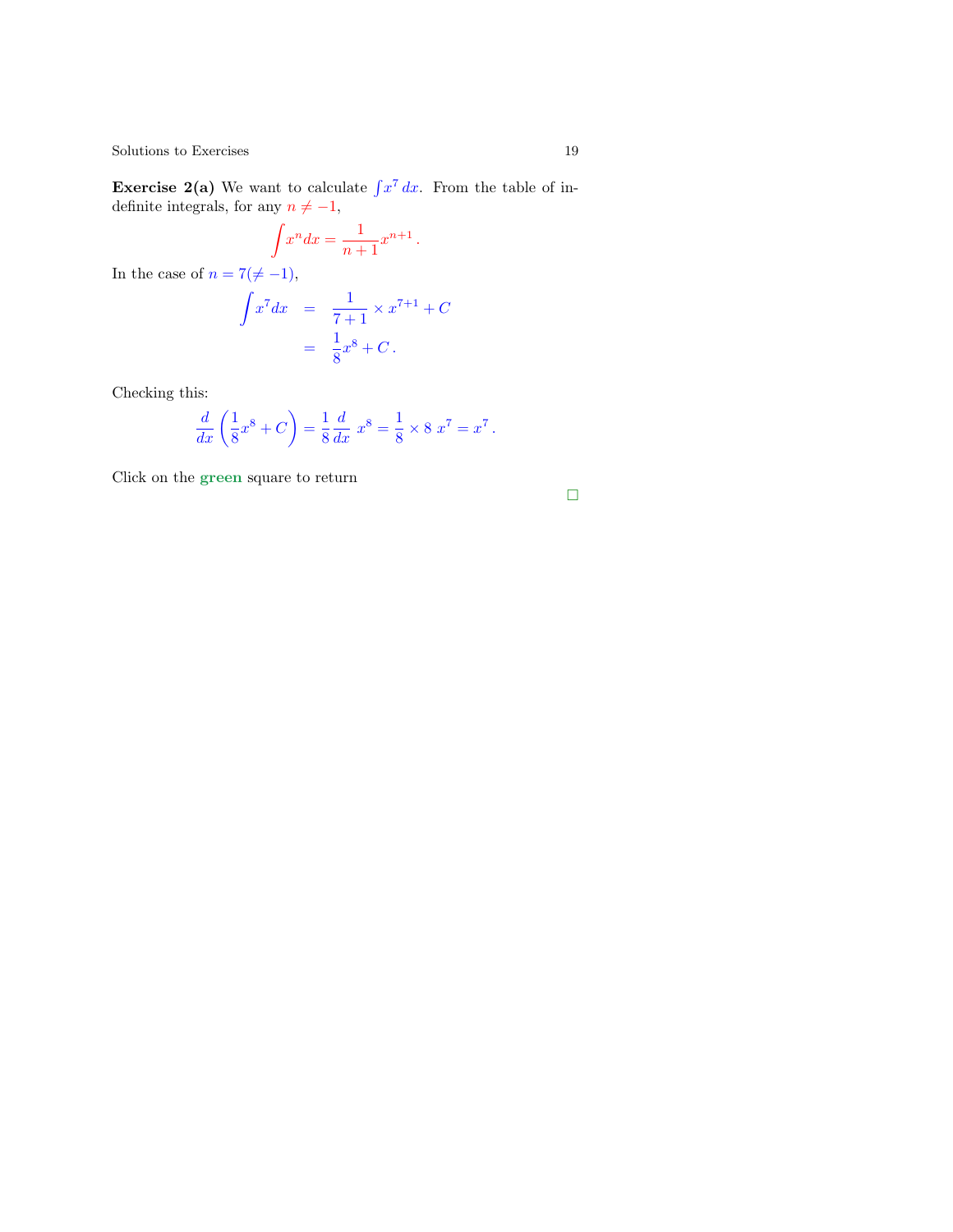**Exercise 2(a)** We want to calculate $\int x^7 \, dx$. From the table of indefinite integrals, for any $n \neq -1$,

$$\int x^n dx = \frac{1}{n+1} x^{n+1} .$$

In the case of $n = 7 (\neq -1)$,

$$\begin{aligned} \int x^7 dx &= \frac{1}{7+1} \times x^{7+1} + C \\ &= \frac{1}{8} x^8 + C . \end{aligned}$$

Checking this:

$$\frac{d}{dx}\left(\frac{1}{8}x^8 + C\right) = \frac{1}{8}\frac{d}{dx}\, x^8 = \frac{1}{8} \times 8\, x^7 = x^7 .$$

Click on the **green** square to return

□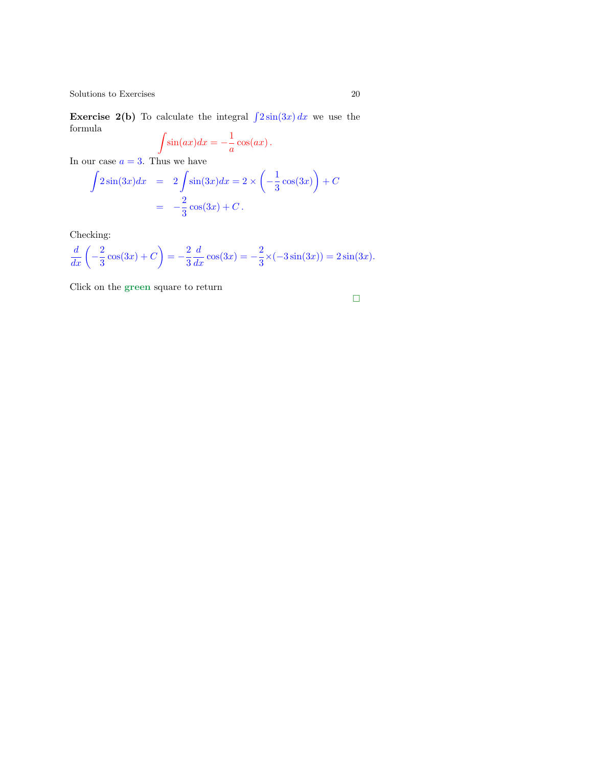**Exercise 2(b)** To calculate the integral $\int 2\sin(3x)\,dx$ we use the formula

$$\int \sin(ax)dx = -\frac{1}{a}\cos(ax)\,.$$

In our case $a = 3$. Thus we have

$$\begin{aligned}
\int 2\sin(3x)dx &= 2\int \sin(3x)dx = 2 \times \left(-\frac{1}{3}\cos(3x)\right) + C \\
&= -\frac{2}{3}\cos(3x) + C\,.
\end{aligned}$$

Checking:

$$\frac{d}{dx}\left(-\frac{2}{3}\cos(3x) + C\right) = -\frac{2}{3}\frac{d}{dx}\cos(3x) = -\frac{2}{3}\times(-3\sin(3x)) = 2\sin(3x).$$

Click on the **green** square to return

□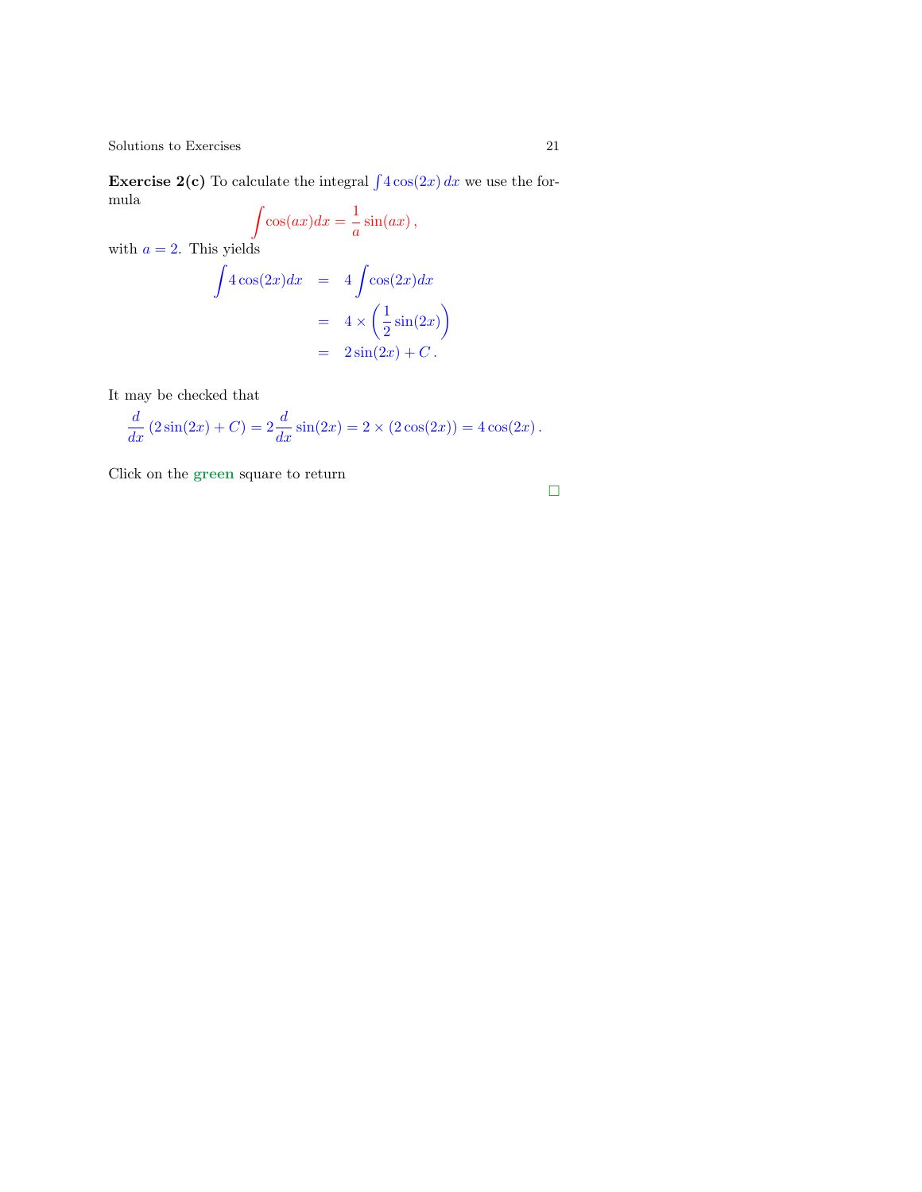**Exercise 2(c)** To calculate the integral $\int 4\cos(2x)\,dx$ we use the formula

$$\int \cos(ax)dx = \frac{1}{a}\sin(ax)\,,$$

with $a = 2$. This yields

$$\begin{aligned}
\int 4\cos(2x)dx &= 4\int \cos(2x)dx \\
&= 4 \times \left(\frac{1}{2}\sin(2x)\right) \\
&= 2\sin(2x) + C\,.
\end{aligned}$$

It may be checked that

$$\frac{d}{dx}\left(2\sin(2x) + C\right) = 2\frac{d}{dx}\sin(2x) = 2 \times (2\cos(2x)) = 4\cos(2x)\,.$$

Click on the **green** square to return

□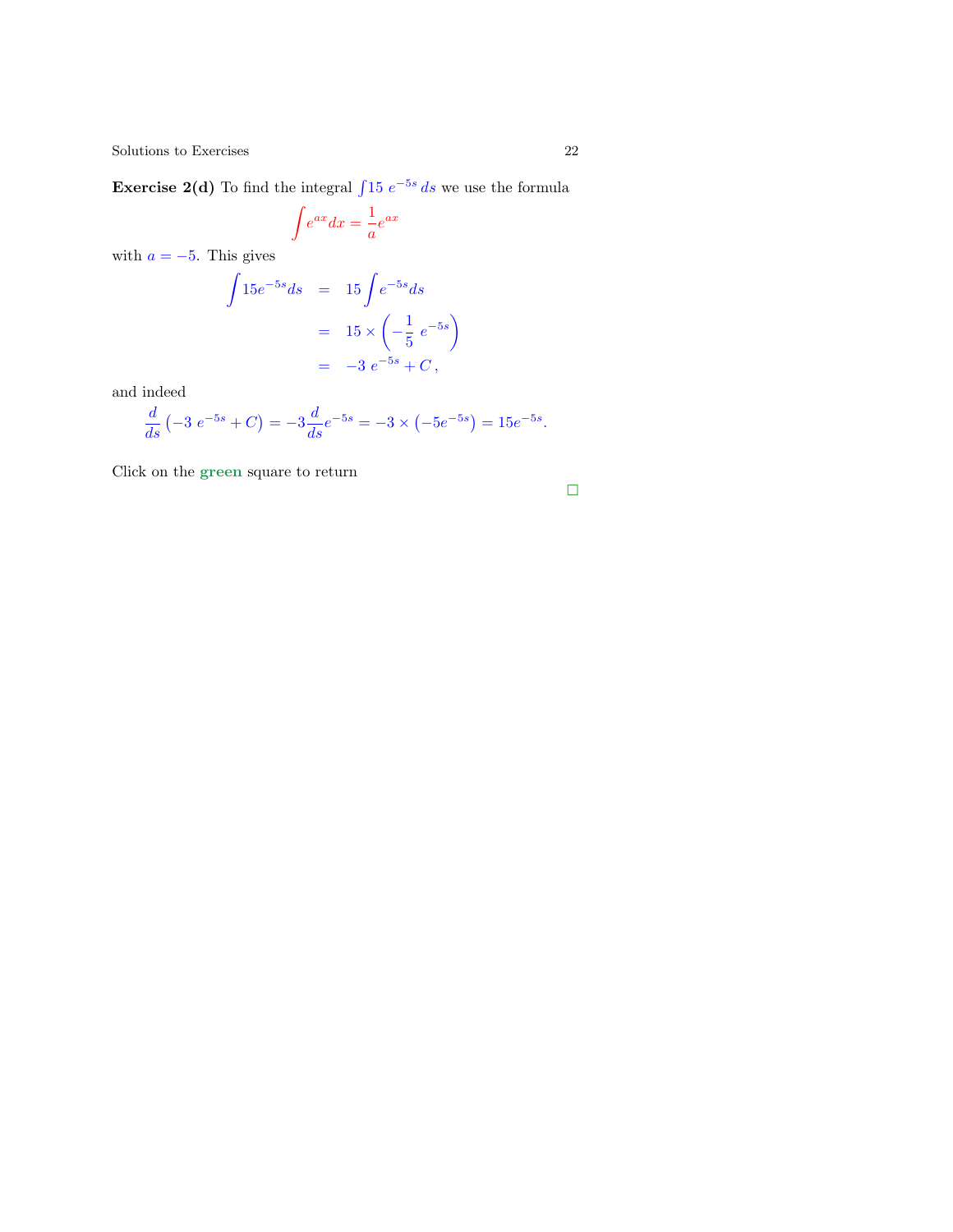**Exercise 2(d)** To find the integral $\int 15\ e^{-5s}\ ds$ we use the formula

$$\int e^{ax} dx = \frac{1}{a} e^{ax}$$

with $a = -5$. This gives

$$\begin{aligned} \int 15e^{-5s} ds &= 15 \int e^{-5s} ds \\ &= 15 \times \left( -\frac{1}{5}\ e^{-5s} \right) \\ &= -3\ e^{-5s} + C\,, \end{aligned}$$

and indeed

$$\frac{d}{ds}\left(-3\ e^{-5s} + C\right) = -3 \frac{d}{ds} e^{-5s} = -3 \times \left(-5e^{-5s}\right) = 15e^{-5s}.$$

Click on the **green** square to return

□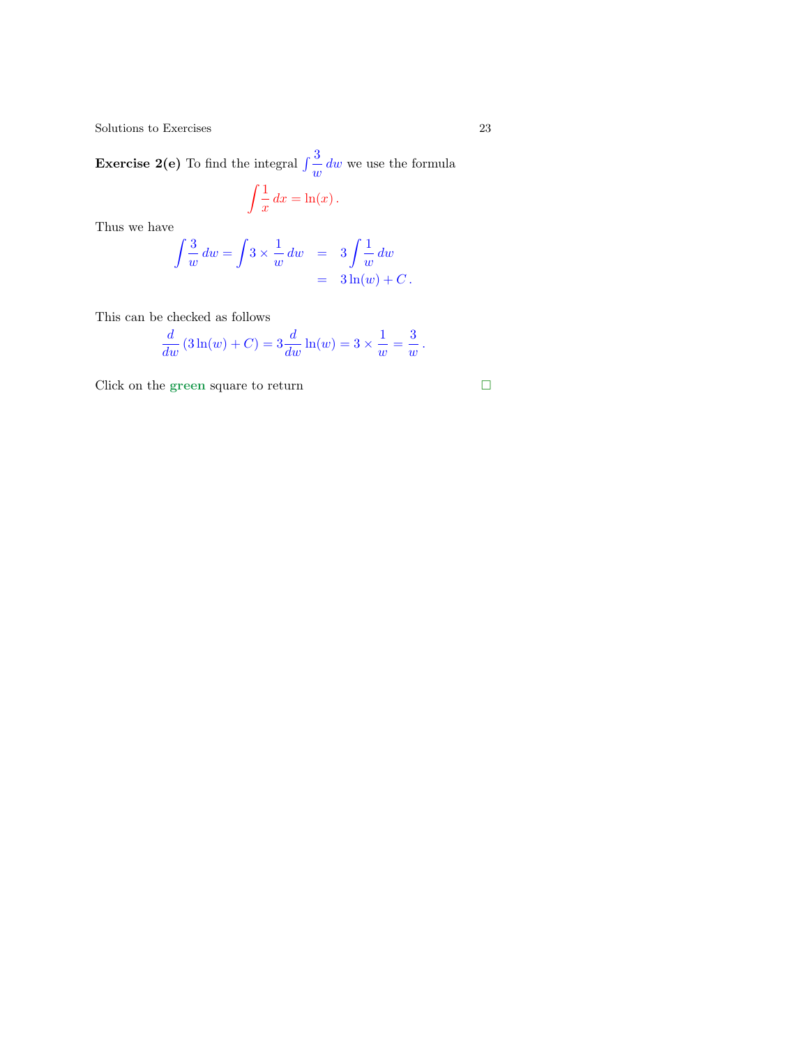**Exercise 2(e)** To find the integral $\int \frac{3}{w}\,dw$ we use the formula

$$\int \frac{1}{x}\,dx = \ln(x)\,.$$

Thus we have

$$\begin{aligned}\int \frac{3}{w}\,dw = \int 3 \times \frac{1}{w}\,dw &= 3\int \frac{1}{w}\,dw \\ &= 3\ln(w) + C\,.\end{aligned}$$

This can be checked as follows

$$\frac{d}{dw}\left(3\ln(w) + C\right) = 3\frac{d}{dw}\ln(w) = 3 \times \frac{1}{w} = \frac{3}{w}\,.$$

Click on the **green** square to return □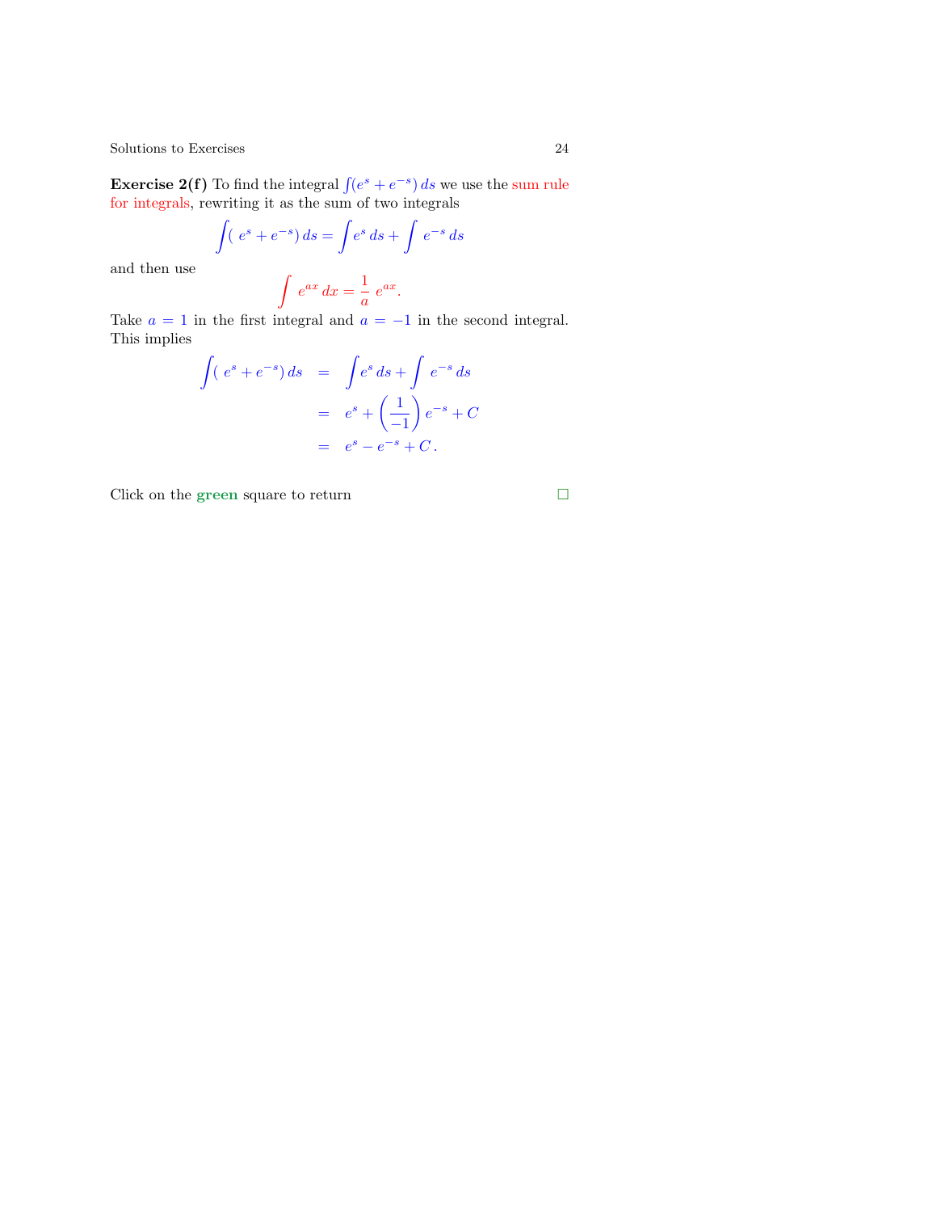**Exercise 2(f)** To find the integral $\int(e^s + e^{-s})\,ds$ we use the sum rule for integrals, rewriting it as the sum of two integrals

$$\int(\,e^s + e^{-s})\,ds = \int e^s\,ds + \int\;e^{-s}\,ds$$

and then use

$$\int\;e^{ax}\,dx = \frac{1}{a}\;e^{ax}.$$

Take $a = 1$ in the first integral and $a = -1$ in the second integral. This implies

$$\begin{aligned}
\int(\,e^s + e^{-s})\,ds &= \int e^s\,ds + \int\;e^{-s}\,ds \\
&= e^s + \left(\frac{1}{-1}\right)e^{-s} + C \\
&= e^s - e^{-s} + C\,.
\end{aligned}$$

Click on the **green** square to return □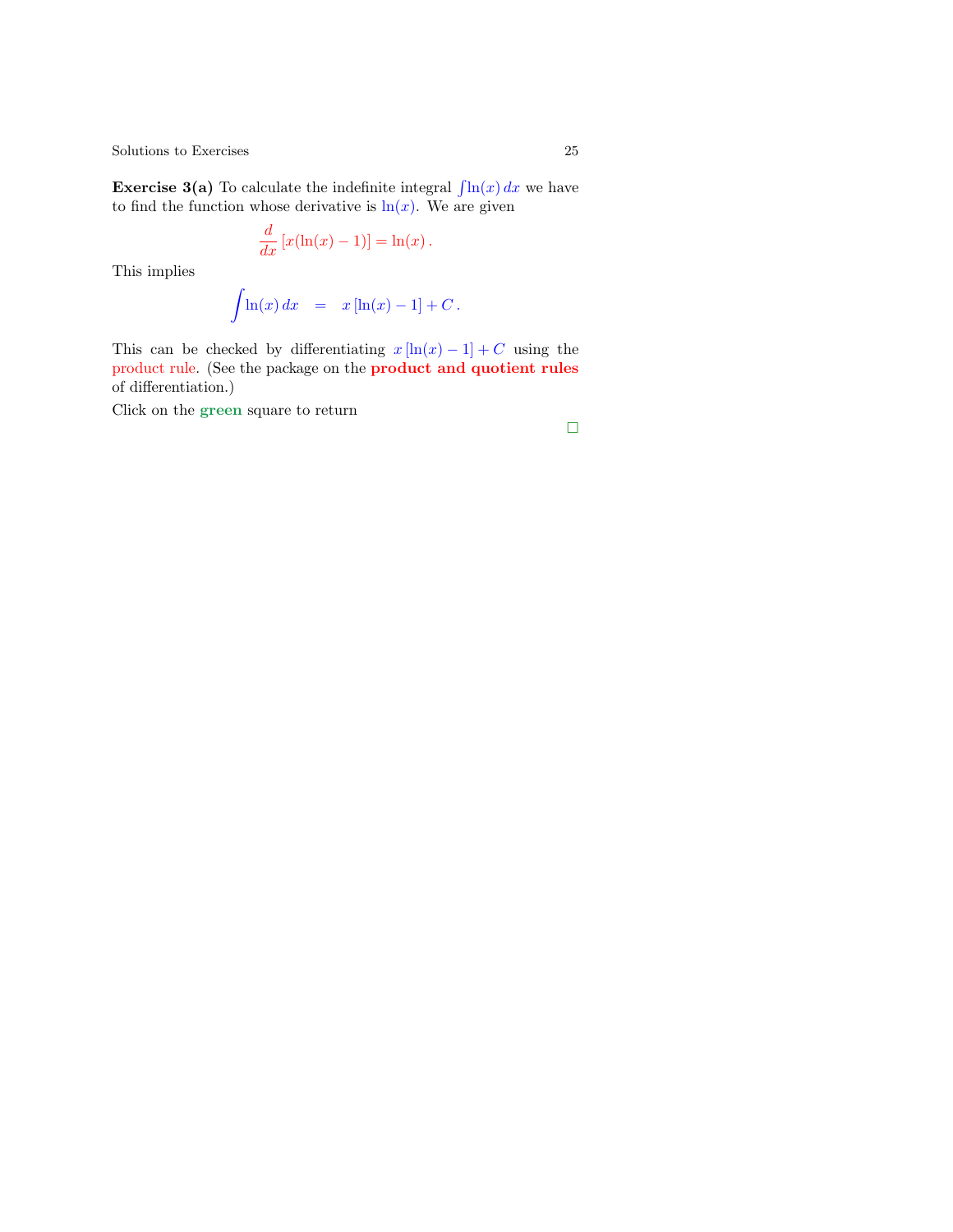**Exercise 3(a)** To calculate the indefinite integral $\int \ln(x)\, dx$ we have to find the function whose derivative is $\ln(x)$. We are given

$$\frac{d}{dx}\left[x(\ln(x) - 1)\right] = \ln(x)\,.$$

This implies

$$\int \ln(x)\, dx \quad = \quad x\left[\ln(x) - 1\right] + C\,.$$

This can be checked by differentiating $x\left[\ln(x) - 1\right] + C$ using the product rule. (See the package on the **product and quotient rules** of differentiation.)

Click on the **green** square to return

□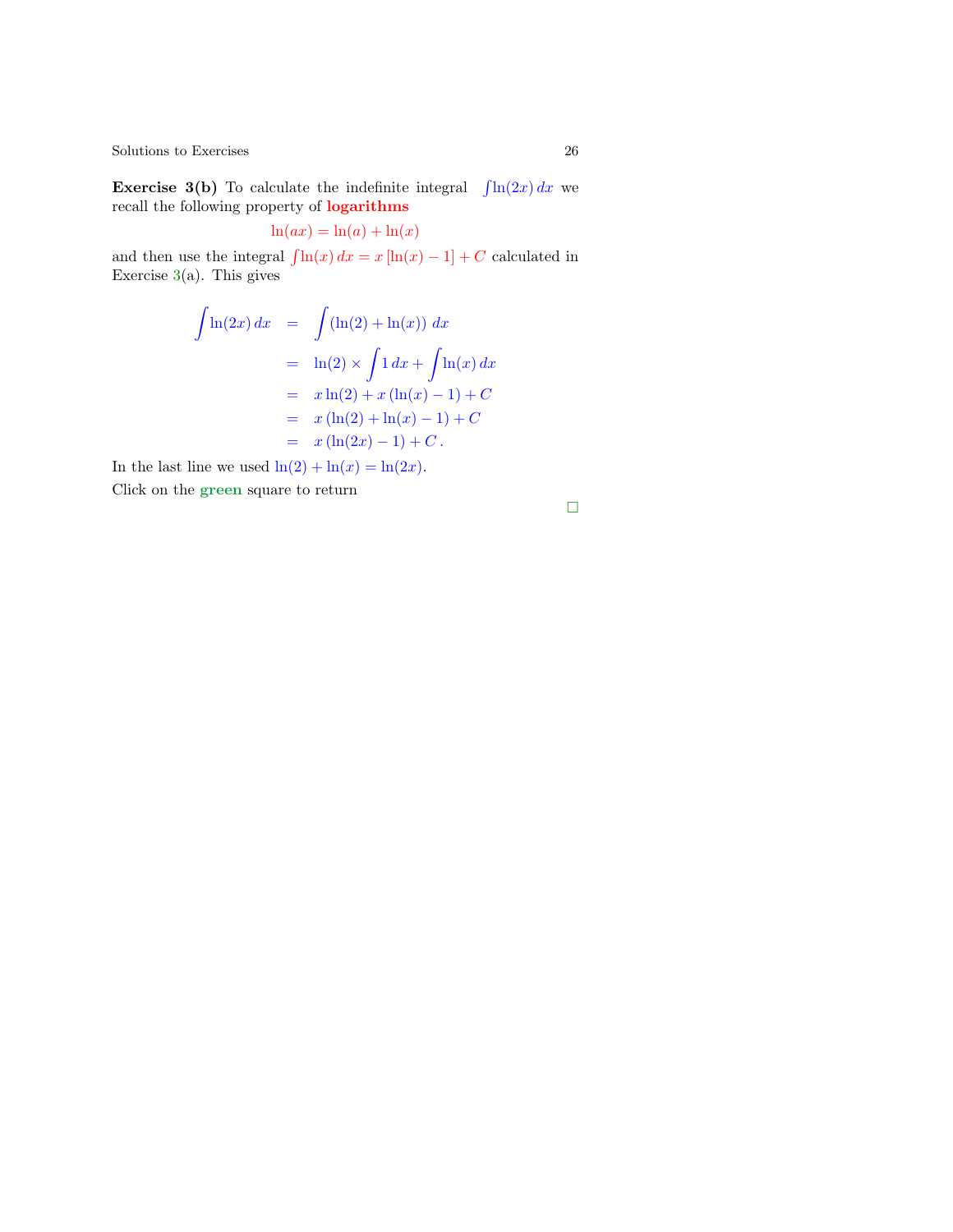**Exercise 3(b)** To calculate the indefinite integral $\int \ln(2x)\, dx$ we recall the following property of **logarithms**

$$\ln(ax) = \ln(a) + \ln(x)$$

and then use the integral $\int \ln(x)\, dx = x\,[\ln(x) - 1] + C$ calculated in Exercise 3(a). This gives

$$
\begin{aligned}
\int \ln(2x)\, dx &= \int (\ln(2) + \ln(x))\; dx \\
&= \ln(2) \times \int 1\, dx + \int \ln(x)\, dx \\
&= x \ln(2) + x\,(\ln(x) - 1) + C \\
&= x\,(\ln(2) + \ln(x) - 1) + C \\
&= x\,(\ln(2x) - 1) + C\,.
\end{aligned}
$$

In the last line we used $\ln(2) + \ln(x) = \ln(2x)$.

Click on the **green** square to return

□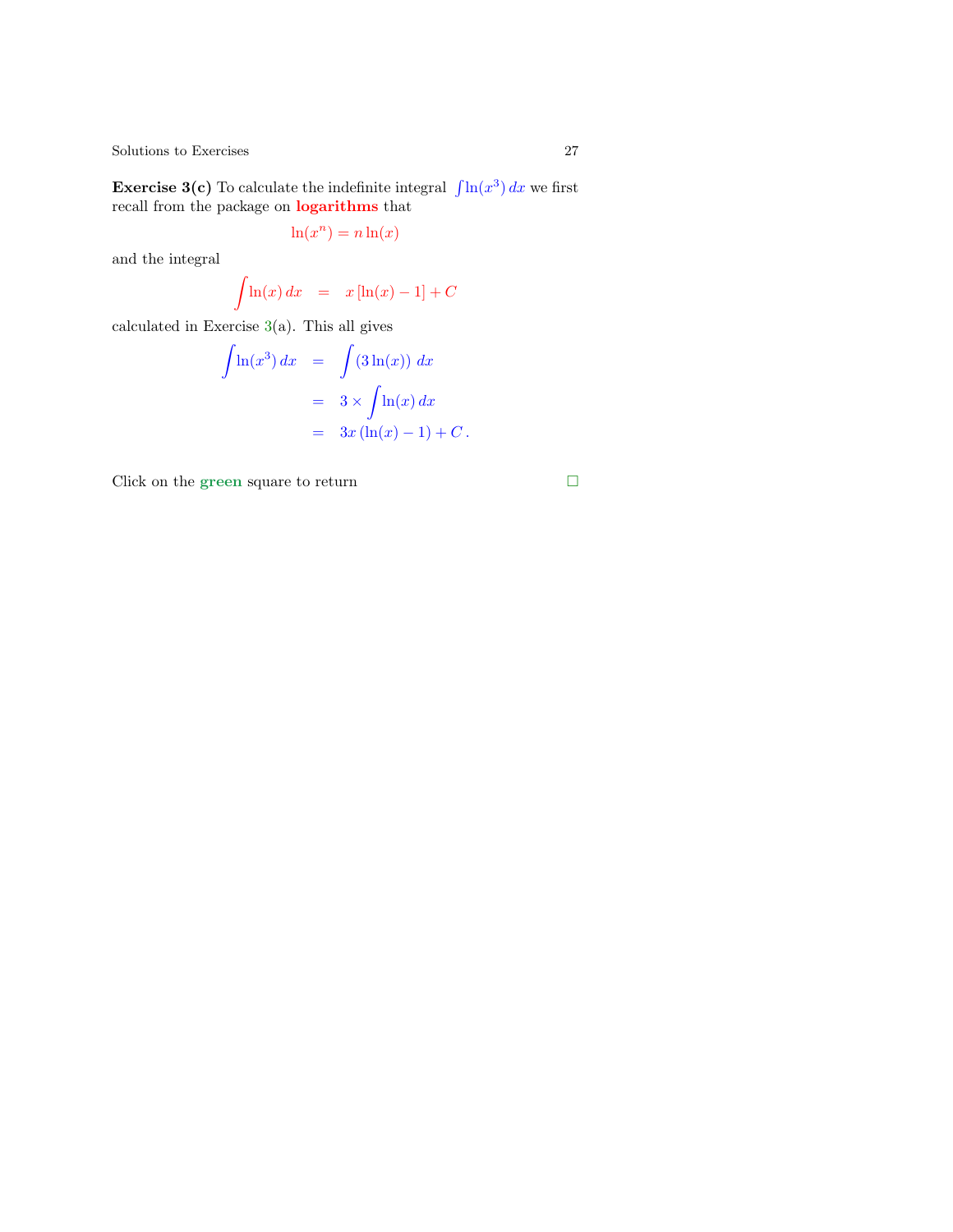**Exercise 3(c)** To calculate the indefinite integral $\int \ln(x^3)\, dx$ we first recall from the package on **logarithms** that

$$\ln(x^n) = n\ln(x)$$

and the integral

$$\int \ln(x)\, dx \quad = \quad x\left[\ln(x) - 1\right] + C$$

calculated in Exercise 3(a). This all gives

$$\begin{aligned}
\int \ln(x^3)\, dx &= \int (3\ln(x))\ dx \\
&= 3 \times \int \ln(x)\, dx \\
&= 3x\left(\ln(x) - 1\right) + C\,.
\end{aligned}$$

Click on the **green** square to return □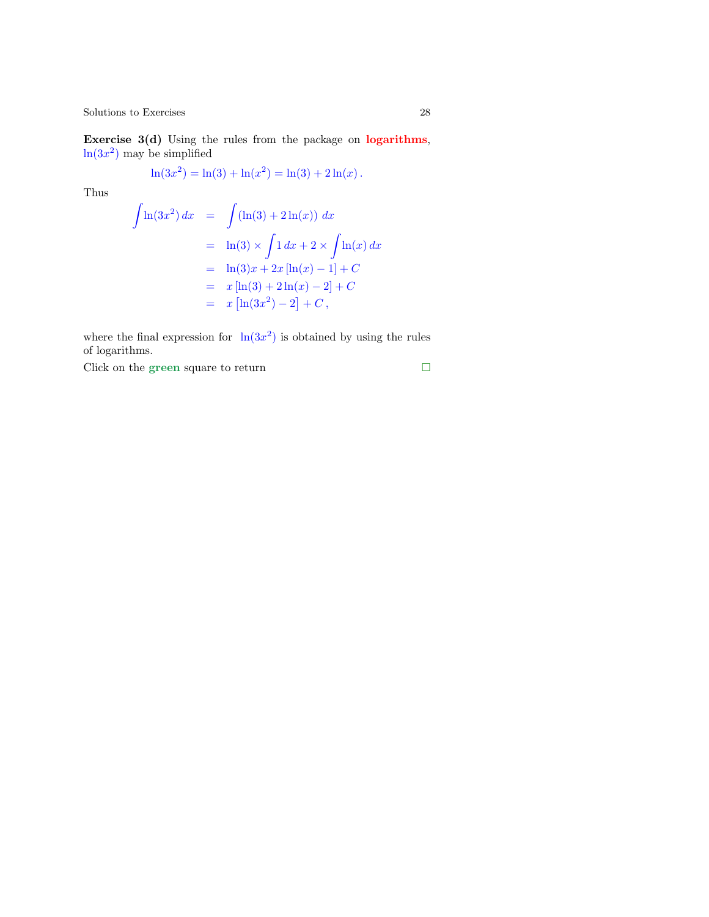**Exercise 3(d)** Using the rules from the package on **logarithms**, $\ln(3x^2)$ may be simplified

$$\ln(3x^2) = \ln(3) + \ln(x^2) = \ln(3) + 2\ln(x)\,.$$

Thus

$$\begin{aligned}
\int \ln(3x^2)\,dx &= \int (\ln(3) + 2\ln(x))\ dx \\
&= \ln(3) \times \int 1\,dx + 2 \times \int \ln(x)\,dx \\
&= \ln(3)x + 2x\left[\ln(x) - 1\right] + C \\
&= x\left[\ln(3) + 2\ln(x) - 2\right] + C \\
&= x\left[\ln(3x^2) - 2\right] + C\,,
\end{aligned}$$

where the final expression for $\ln(3x^2)$ is obtained by using the rules of logarithms.

Click on the **green** square to return □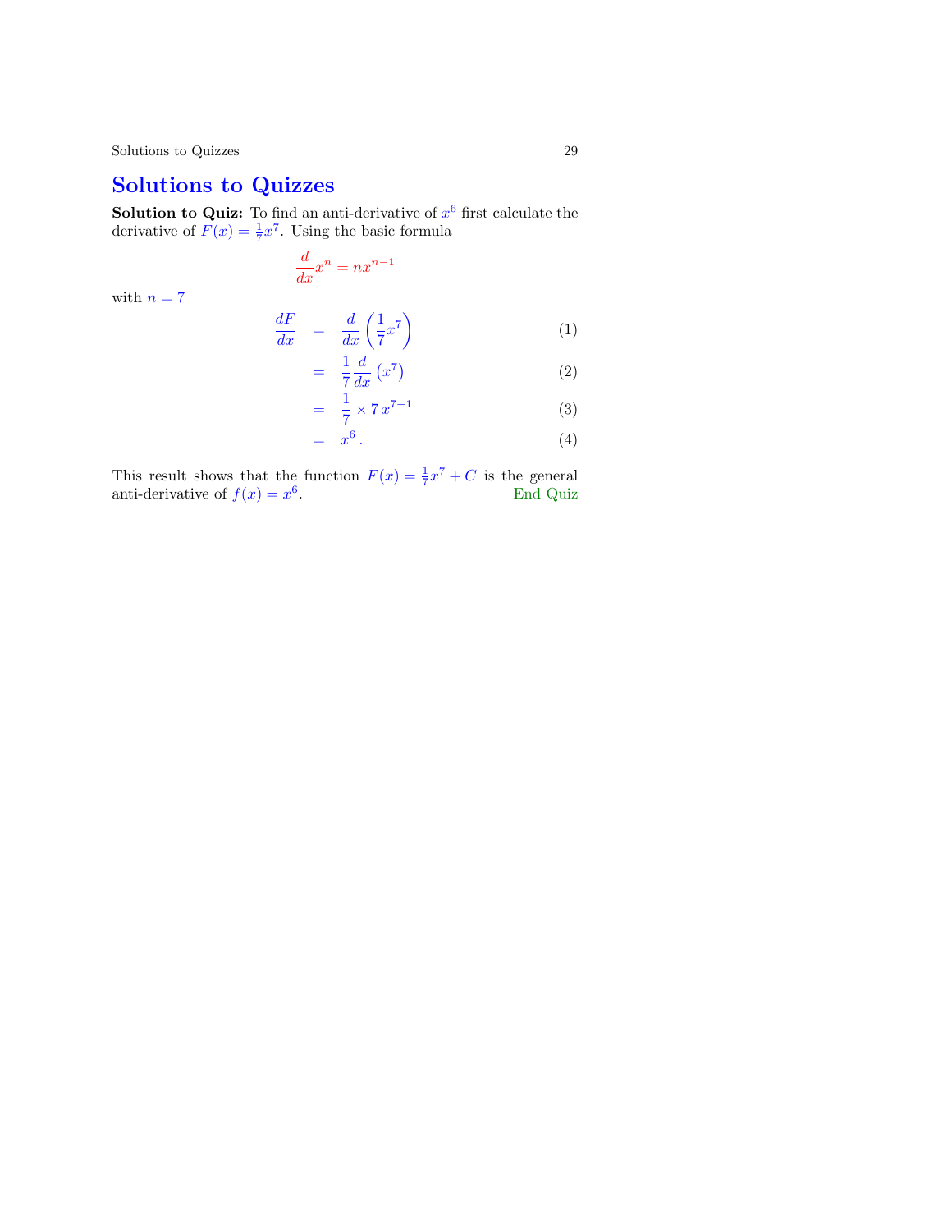# Solutions to Quizzes

**Solution to Quiz:** To find an anti-derivative of $x^6$ first calculate the derivative of $F(x) = \frac{1}{7}x^7$. Using the basic formula

$$\frac{d}{dx}x^n = nx^{n-1}$$

with $n = 7$

$$\begin{aligned}
\frac{dF}{dx} &= \frac{d}{dx}\left(\frac{1}{7}x^7\right) && (1)\\
&= \frac{1}{7}\frac{d}{dx}\left(x^7\right) && (2)\\
&= \frac{1}{7} \times 7\, x^{7-1} && (3)\\
&= x^6\,. && (4)
\end{aligned}$$

This result shows that the function $F(x) = \frac{1}{7}x^7 + C$ is the general anti-derivative of $f(x) = x^6$. End Quiz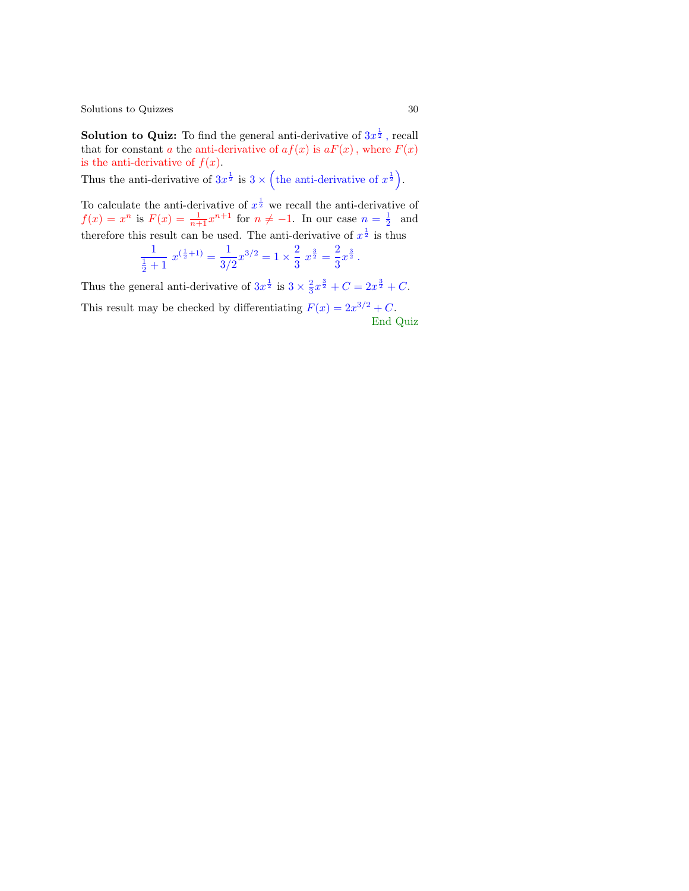**Solution to Quiz:** To find the general anti-derivative of $3x^{\frac{1}{2}}$ , recall that for constant $a$ the anti-derivative of $af(x)$ is $aF(x)$ , where $F(x)$ is the anti-derivative of $f(x)$.

Thus the anti-derivative of $3x^{\frac{1}{2}}$ is $3 \times \left(\text{the anti-derivative of } x^{\frac{1}{2}}\right)$.

To calculate the anti-derivative of $x^{\frac{1}{2}}$ we recall the anti-derivative of $f(x) = x^n$ is $F(x) = \frac{1}{n+1}x^{n+1}$ for $n \neq -1$. In our case $n = \frac{1}{2}$ and therefore this result can be used. The anti-derivative of $x^{\frac{1}{2}}$ is thus

$$\frac{1}{\frac{1}{2}+1}\ x^{(\frac{1}{2}+1)} = \frac{1}{3/2}x^{3/2} = 1 \times \frac{2}{3}\ x^{\frac{3}{2}} = \frac{2}{3}x^{\frac{3}{2}}\,.$$

Thus the general anti-derivative of $3x^{\frac{1}{2}}$ is $3 \times \frac{2}{3}x^{\frac{3}{2}} + C = 2x^{\frac{3}{2}} + C$.

This result may be checked by differentiating $F(x) = 2x^{3/2} + C$.

End Quiz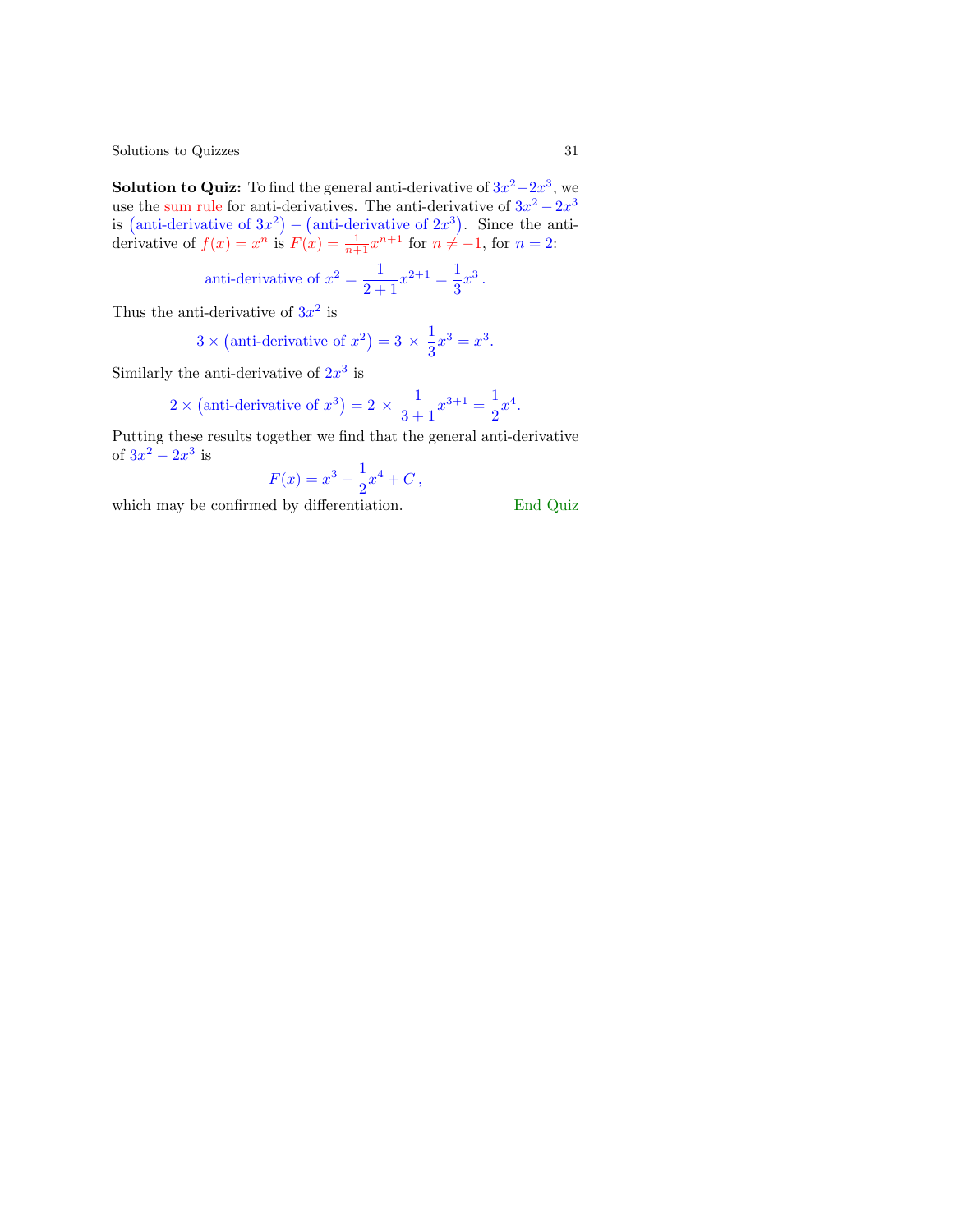**Solution to Quiz:** To find the general anti-derivative of $3x^2 - 2x^3$, we use the sum rule for anti-derivatives. The anti-derivative of $3x^2 - 2x^3$ is $\left(\text{anti-derivative of } 3x^2\right) - \left(\text{anti-derivative of } 2x^3\right)$. Since the anti-derivative of $f(x) = x^n$ is $F(x) = \frac{1}{n+1}x^{n+1}$ for $n \neq -1$, for $n = 2$:

$$\text{anti-derivative of } x^2 = \frac{1}{2+1}x^{2+1} = \frac{1}{3}x^3 \,.$$

Thus the anti-derivative of $3x^2$ is

$$3 \times \left(\text{anti-derivative of } x^2\right) = 3 \times \frac{1}{3}x^3 = x^3.$$

Similarly the anti-derivative of $2x^3$ is

$$2 \times \left(\text{anti-derivative of } x^3\right) = 2 \times \frac{1}{3+1}x^{3+1} = \frac{1}{2}x^4.$$

Putting these results together we find that the general anti-derivative of $3x^2 - 2x^3$ is

$$F(x) = x^3 - \frac{1}{2}x^4 + C \,,$$

which may be confirmed by differentiation. End Quiz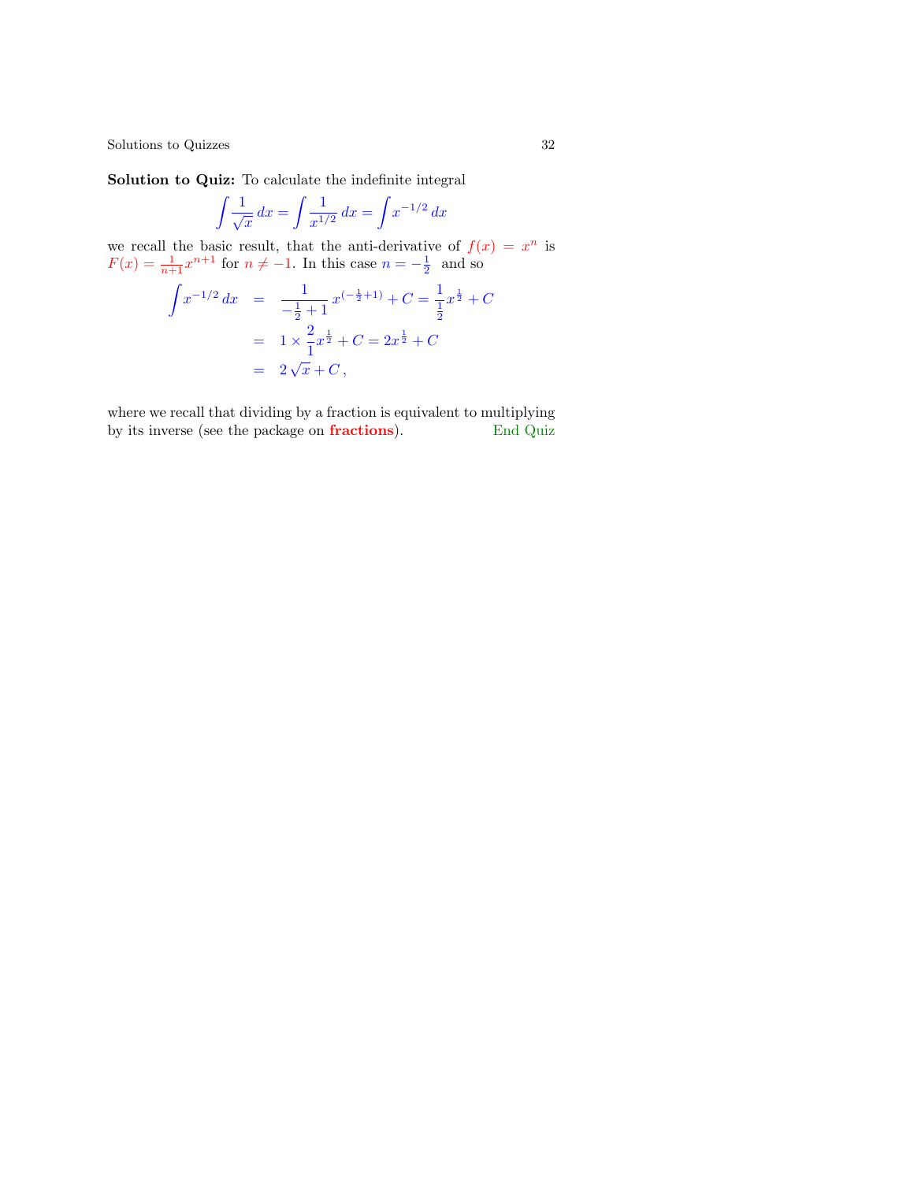**Solution to Quiz:** To calculate the indefinite integral

$$\int \frac{1}{\sqrt{x}}\,dx = \int \frac{1}{x^{1/2}}\,dx = \int x^{-1/2}\,dx$$

we recall the basic result, that the anti-derivative of $f(x) = x^n$ is $F(x) = \frac{1}{n+1}x^{n+1}$ for $n \neq -1$. In this case $n = -\frac{1}{2}$ and so

$$\begin{aligned}
\int x^{-1/2}\,dx &= \frac{1}{-\frac{1}{2}+1}\,x^{(-\frac{1}{2}+1)} + C = \frac{1}{\frac{1}{2}}x^{\frac{1}{2}} + C \\
&= 1 \times \frac{2}{1}x^{\frac{1}{2}} + C = 2x^{\frac{1}{2}} + C \\
&= 2\sqrt{x} + C\,,
\end{aligned}$$

where we recall that dividing by a fraction is equivalent to multiplying by its inverse (see the package on **fractions**). End Quiz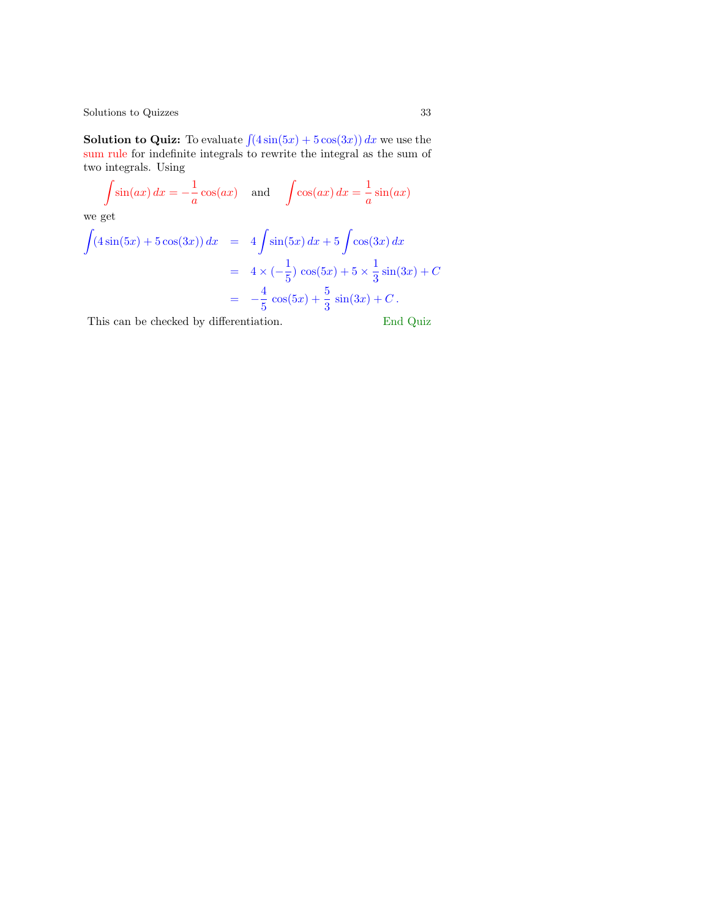**Solution to Quiz:** To evaluate $\int(4\sin(5x) + 5\cos(3x))\,dx$ we use the sum rule for indefinite integrals to rewrite the integral as the sum of two integrals. Using

$$\int \sin(ax)\,dx = -\frac{1}{a}\cos(ax) \quad \text{and} \quad \int \cos(ax)\,dx = \frac{1}{a}\sin(ax)$$

we get

$$\begin{aligned}
\int(4\sin(5x) + 5\cos(3x))\,dx &= 4\int \sin(5x)\,dx + 5\int \cos(3x)\,dx \\
&= 4 \times (-\frac{1}{5})\cos(5x) + 5 \times \frac{1}{3}\sin(3x) + C \\
&= -\frac{4}{5}\cos(5x) + \frac{5}{3}\sin(3x) + C\,.
\end{aligned}$$

This can be checked by differentiation. End Quiz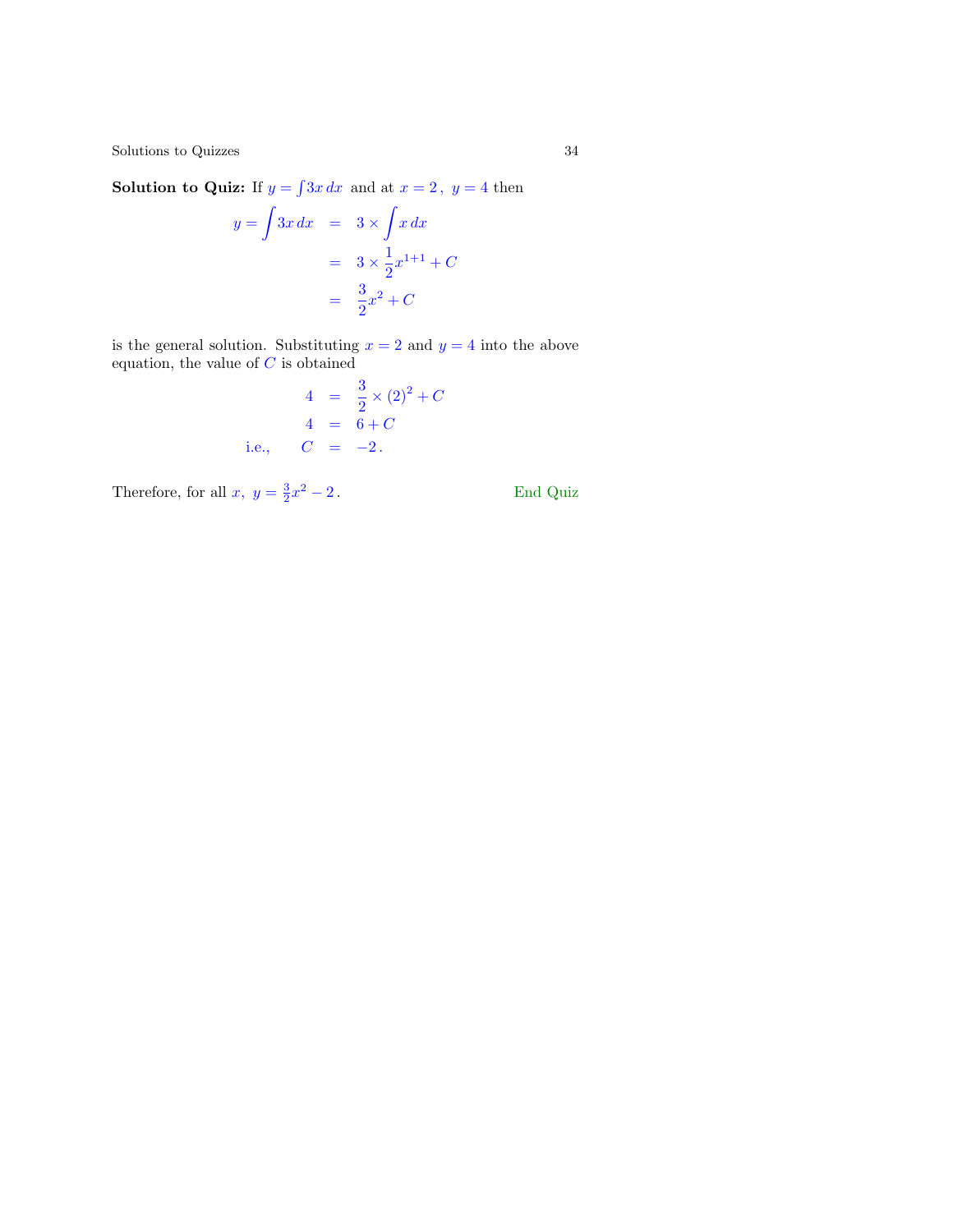**Solution to Quiz:** If $y = \int 3x\,dx$ and at $x = 2\,,\ y = 4$ then

$$
\begin{aligned}
y = \int 3x\,dx &= 3 \times \int x\,dx \\
&= 3 \times \frac{1}{2}x^{1+1} + C \\
&= \frac{3}{2}x^2 + C
\end{aligned}
$$

is the general solution. Substituting $x = 2$ and $y = 4$ into the above equation, the value of $C$ is obtained

$$
\begin{aligned}
4 &= \frac{3}{2} \times (2)^2 + C \\
4 &= 6 + C \\
\text{i.e.,} \qquad C &= -2\,.
\end{aligned}
$$

Therefore, for all $x,\ y = \frac{3}{2}x^2 - 2\,.$

End Quiz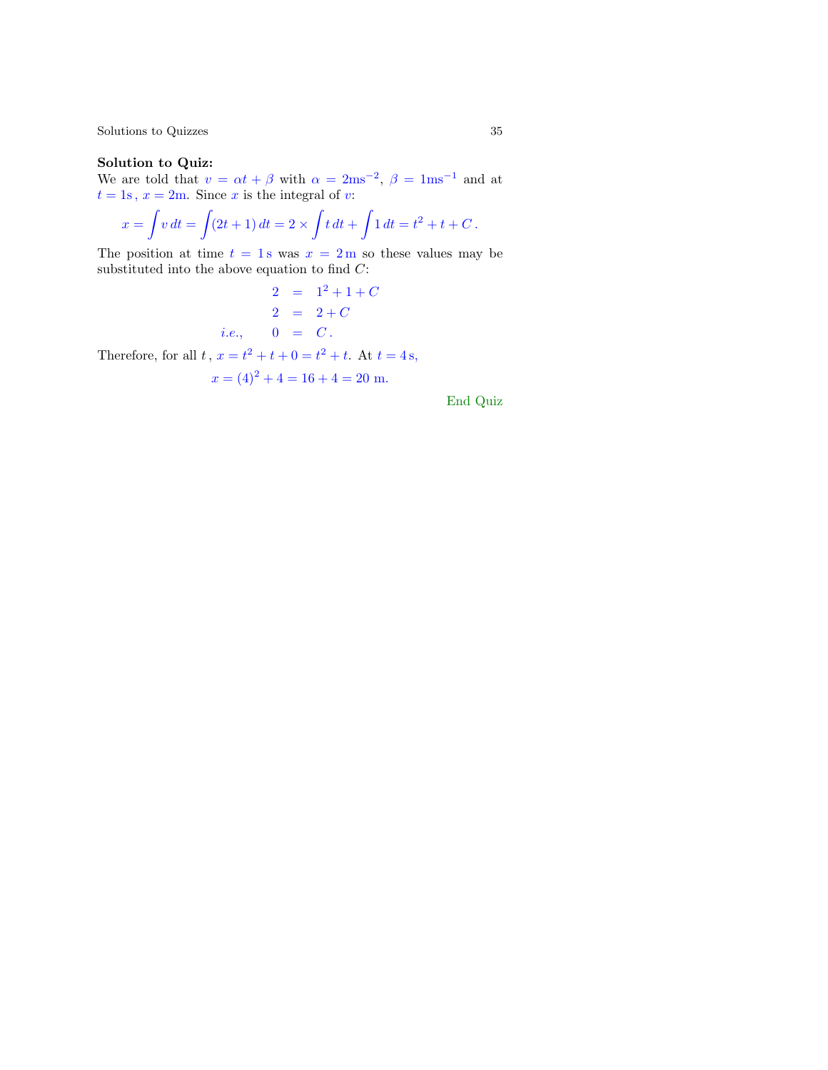**Solution to Quiz:**
We are told that $v = \alpha t + \beta$ with $\alpha = 2\text{ms}^{-2}$, $\beta = 1\text{ms}^{-1}$ and at $t = 1\text{s}$ , $x = 2\text{m}$. Since $x$ is the integral of $v$:

$$x = \int v\,dt = \int (2t+1)\,dt = 2 \times \int t\,dt + \int 1\,dt = t^2 + t + C\,.$$

The position at time $t = 1\,\text{s}$ was $x = 2\,\text{m}$ so these values may be substituted into the above equation to find $C$:

$$\begin{aligned}
2 &= 1^2 + 1 + C \\
2 &= 2 + C \\
\textit{i.e.,} \qquad 0 &= C\,.
\end{aligned}$$

Therefore, for all $t$ , $x = t^2 + t + 0 = t^2 + t$. At $t = 4\,\text{s}$,

$$x = (4)^2 + 4 = 16 + 4 = 20\ \text{m}.$$

End Quiz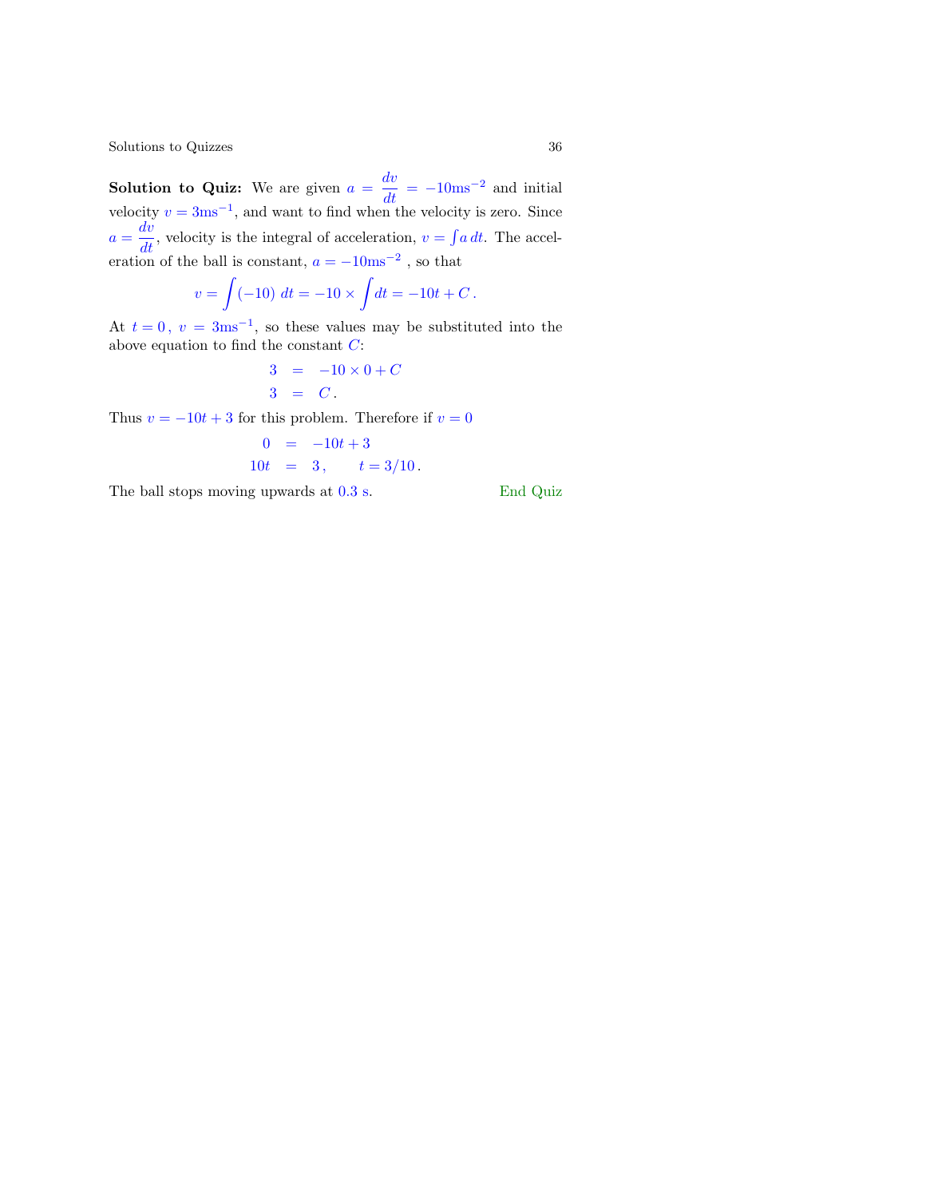**Solution to Quiz:** We are given $a = \dfrac{dv}{dt} = -10\text{ms}^{-2}$ and initial velocity $v = 3\text{ms}^{-1}$, and want to find when the velocity is zero. Since $a = \dfrac{dv}{dt}$, velocity is the integral of acceleration, $v = \int a\, dt$. The acceleration of the ball is constant, $a = -10\text{ms}^{-2}$ , so that

$$v = \int (-10)\ dt = -10 \times \int dt = -10t + C\,.$$

At $t = 0\,,\ v = 3\text{ms}^{-1}$, so these values may be substituted into the above equation to find the constant $C$:

$$\begin{aligned} 3 &= -10 \times 0 + C \\ 3 &= C\,. \end{aligned}$$

Thus $v = -10t + 3$ for this problem. Therefore if $v = 0$

$$\begin{aligned} 0 &= -10t + 3 \\ 10t &= 3\,, \qquad t = 3/10\,. \end{aligned}$$

The ball stops moving upwards at $0.3$ s. End Quiz